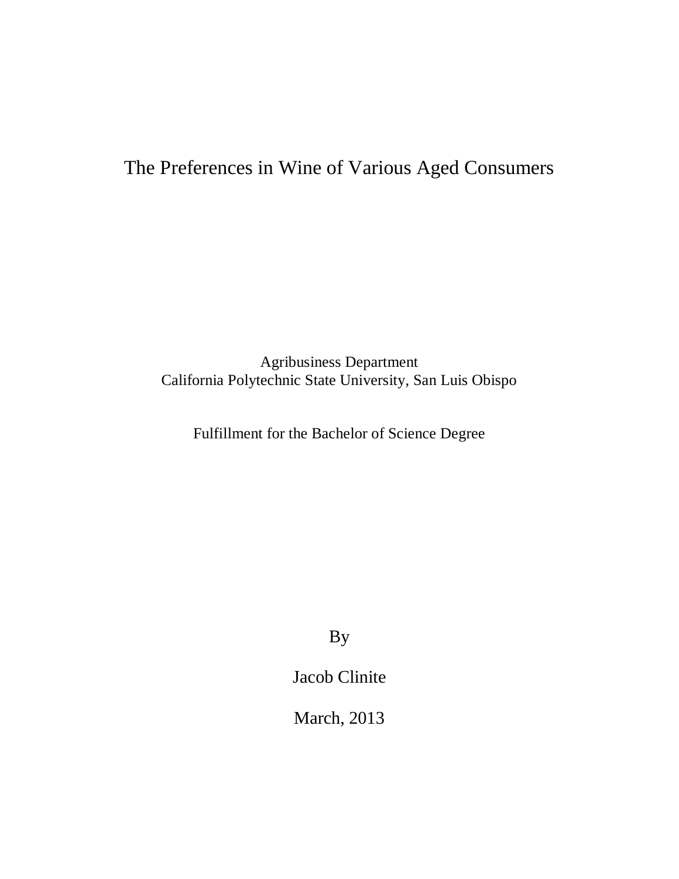# The Preferences in Wine of Various Aged Consumers

Agribusiness Department
California Polytechnic State University, San Luis Obispo

Fulfillment for the Bachelor of Science Degree

By

Jacob Clinite

March, 2013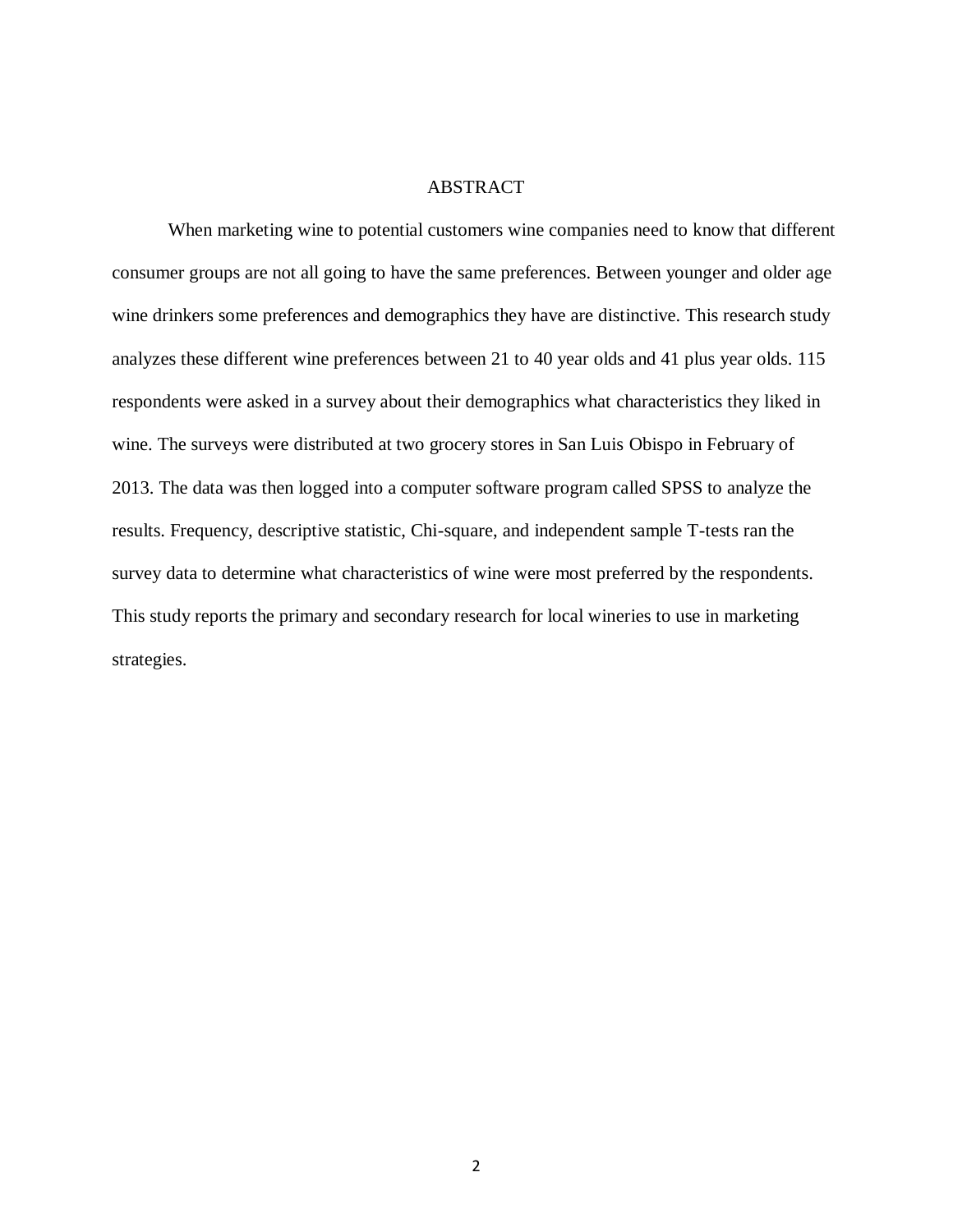# ABSTRACT

When marketing wine to potential customers wine companies need to know that different consumer groups are not all going to have the same preferences. Between younger and older age wine drinkers some preferences and demographics they have are distinctive. This research study analyzes these different wine preferences between 21 to 40 year olds and 41 plus year olds. 115 respondents were asked in a survey about their demographics what characteristics they liked in wine. The surveys were distributed at two grocery stores in San Luis Obispo in February of 2013. The data was then logged into a computer software program called SPSS to analyze the results. Frequency, descriptive statistic, Chi-square, and independent sample T-tests ran the survey data to determine what characteristics of wine were most preferred by the respondents. This study reports the primary and secondary research for local wineries to use in marketing strategies.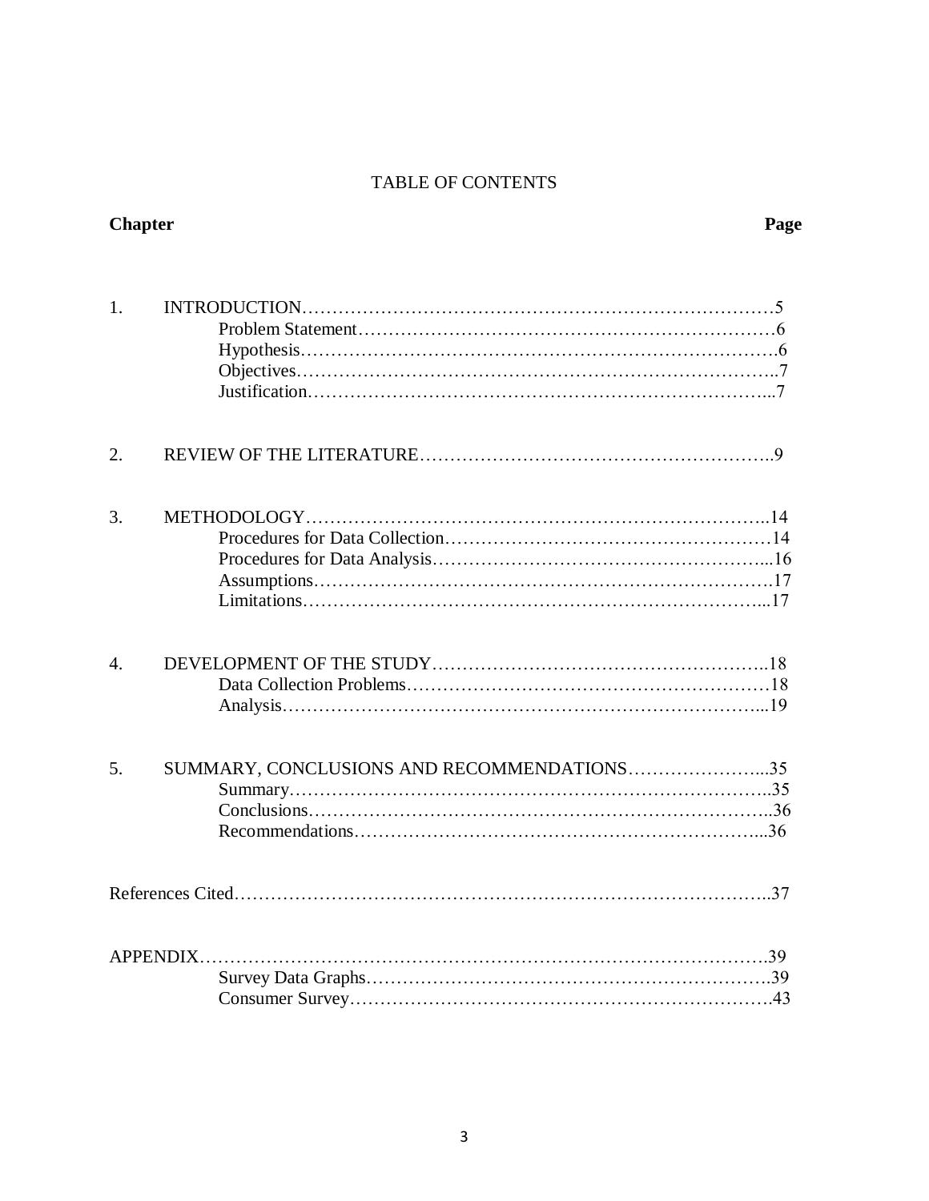# TABLE OF CONTENTS

| Chapter | | Page |
|---|---|---|
| 1. | INTRODUCTION | 5 |
| | Problem Statement | 6 |
| | Hypothesis | 6 |
| | Objectives | 7 |
| | Justification | 7 |
| 2. | REVIEW OF THE LITERATURE | 9 |
| 3. | METHODOLOGY | 14 |
| | Procedures for Data Collection | 14 |
| | Procedures for Data Analysis | 16 |
| | Assumptions | 17 |
| | Limitations | 17 |
| 4. | DEVELOPMENT OF THE STUDY | 18 |
| | Data Collection Problems | 18 |
| | Analysis | 19 |
| 5. | SUMMARY, CONCLUSIONS AND RECOMMENDATIONS | 35 |
| | Summary | 35 |
| | Conclusions | 36 |
| | Recommendations | 36 |
| References Cited | | 37 |
| APPENDIX | | 39 |
| | Survey Data Graphs | 39 |
| | Consumer Survey | 43 |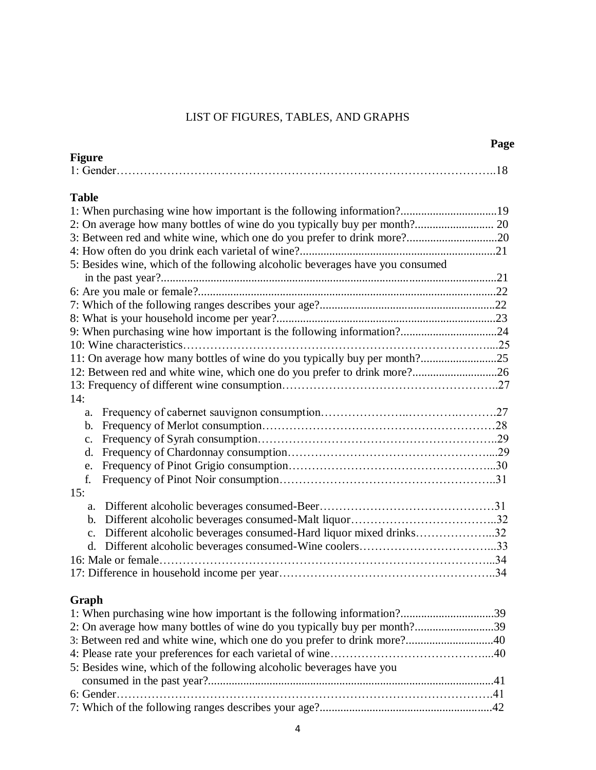# LIST OF FIGURES, TABLES, AND GRAPHS

**Page**

**Figure**

1: Gender……………………………………………………………………………………..18

**Table**

1: When purchasing wine how important is the following information?.................................19

2: On average how many bottles of wine do you typically buy per month?........................... 20

3: Between red and white wine, which one do you prefer to drink more?...............................20

4: How often do you drink each varietal of wine?..................................................................21

5: Besides wine, which of the following alcoholic beverages have you consumed in the past year?..................................................................................................................21

6: Are you male or female?......................................................................................................22

7: Which of the following ranges describes your age?............................................................22

8: What is your household income per year?...........................................................................23

9: When purchasing wine how important is the following information?.................................24

10: Wine characteristics………………………………………………………………………...25

11: On average how many bottles of wine do you typically buy per month?..........................25

12: Between red and white wine, which one do you prefer to drink more?.............................26

13: Frequency of different wine consumption………………………………………………..27

14:

a. Frequency of cabernet sauvignon consumption…………………..………….……….27
b. Frequency of Merlot consumption……………………………………………………28
c. Frequency of Syrah consumption……………………………………………………..29
d. Frequency of Chardonnay consumption……………………………………………...29
e. Frequency of Pinot Grigio consumption……………………………………………...30
f. Frequency of Pinot Noir consumption………………………………………………..31

15:

a. Different alcoholic beverages consumed-Beer………………………………………31
b. Different alcoholic beverages consumed-Malt liquor………………………………..32
c. Different alcoholic beverages consumed-Hard liquor mixed drinks………………...32
d. Different alcoholic beverages consumed-Wine coolers……………………………...33

16: Male or female…………………………………………………………………………...34

17: Difference in household income per year………………………………………………..34

**Graph**

1: When purchasing wine how important is the following information?................................39

2: On average how many bottles of wine do you typically buy per month?...........................39

3: Between red and white wine, which one do you prefer to drink more?..............................40

4: Please rate your preferences for each varietal of wine…………………………………....40

5: Besides wine, which of the following alcoholic beverages have you consumed in the past year?.................................................................................................41

6: Gender…………………………………………………………………………………….41

7: Which of the following ranges describes your age?..........................................................42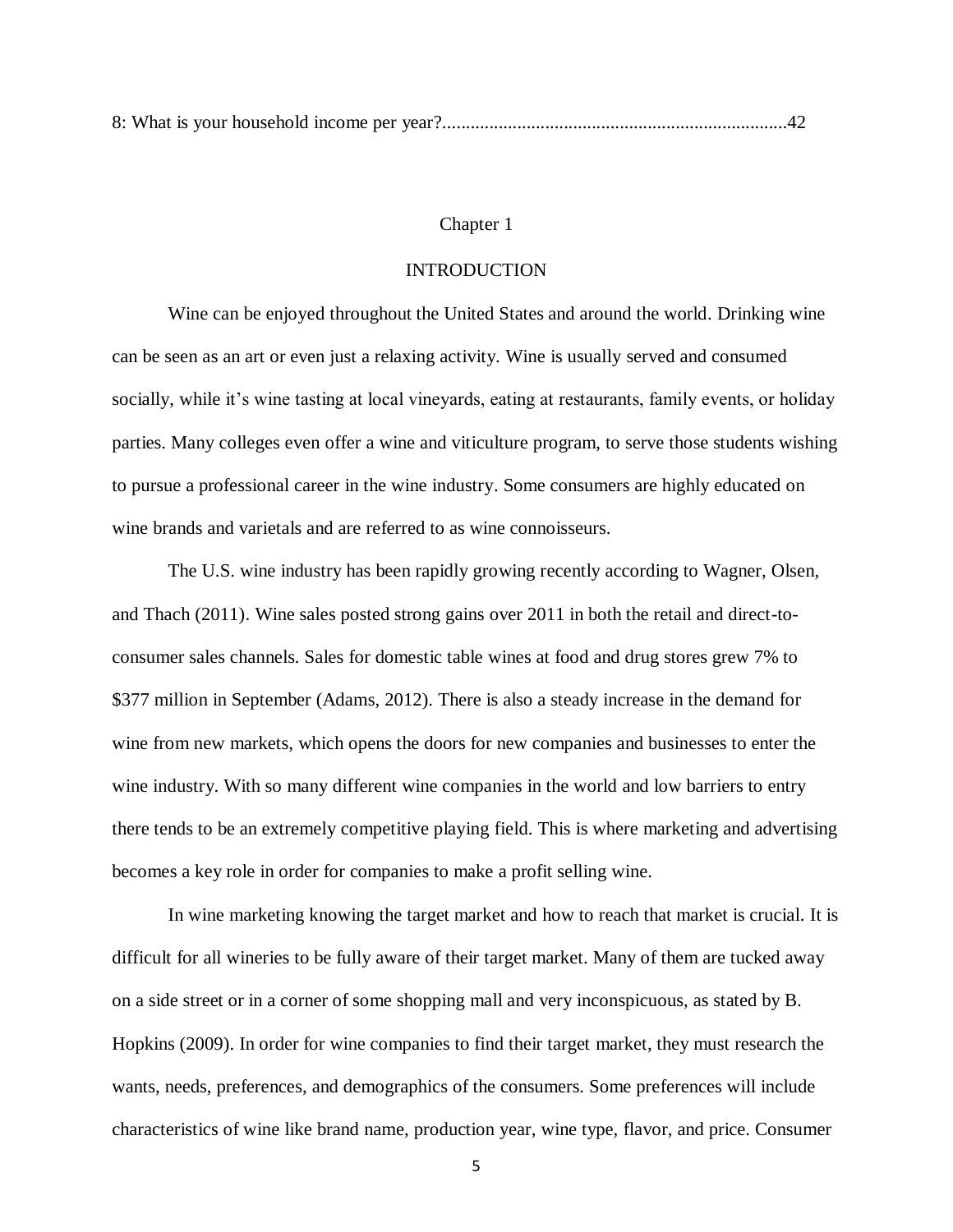8: What is your household income per year?..........................................................................42

# Chapter 1

## INTRODUCTION

Wine can be enjoyed throughout the United States and around the world. Drinking wine can be seen as an art or even just a relaxing activity. Wine is usually served and consumed socially, while it's wine tasting at local vineyards, eating at restaurants, family events, or holiday parties. Many colleges even offer a wine and viticulture program, to serve those students wishing to pursue a professional career in the wine industry. Some consumers are highly educated on wine brands and varietals and are referred to as wine connoisseurs.

The U.S. wine industry has been rapidly growing recently according to Wagner, Olsen, and Thach (2011). Wine sales posted strong gains over 2011 in both the retail and direct-to-consumer sales channels. Sales for domestic table wines at food and drug stores grew 7% to $377 million in September (Adams, 2012). There is also a steady increase in the demand for wine from new markets, which opens the doors for new companies and businesses to enter the wine industry. With so many different wine companies in the world and low barriers to entry there tends to be an extremely competitive playing field. This is where marketing and advertising becomes a key role in order for companies to make a profit selling wine.

In wine marketing knowing the target market and how to reach that market is crucial. It is difficult for all wineries to be fully aware of their target market. Many of them are tucked away on a side street or in a corner of some shopping mall and very inconspicuous, as stated by B. Hopkins (2009). In order for wine companies to find their target market, they must research the wants, needs, preferences, and demographics of the consumers. Some preferences will include characteristics of wine like brand name, production year, wine type, flavor, and price. Consumer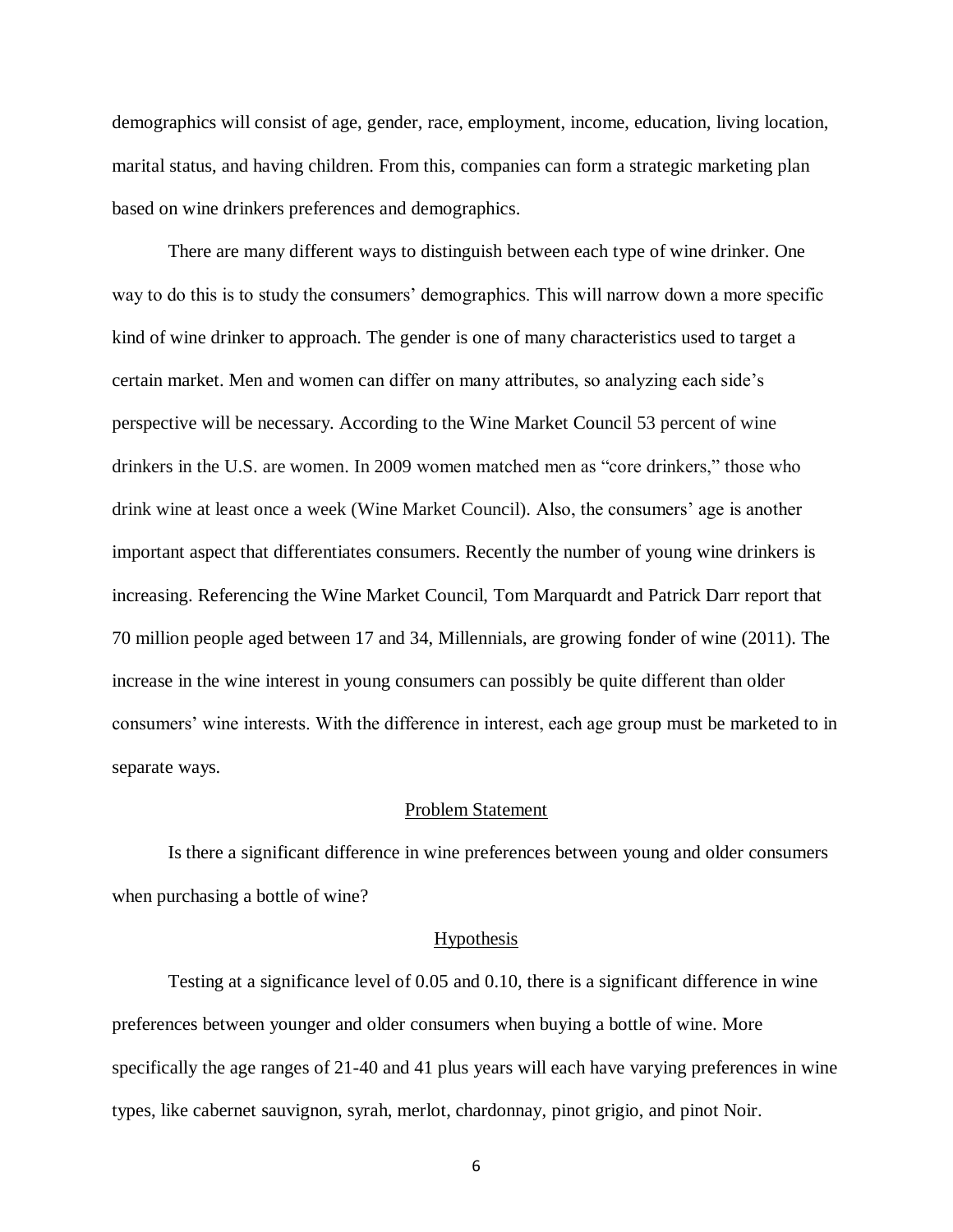demographics will consist of age, gender, race, employment, income, education, living location, marital status, and having children. From this, companies can form a strategic marketing plan based on wine drinkers preferences and demographics.

There are many different ways to distinguish between each type of wine drinker. One way to do this is to study the consumers' demographics. This will narrow down a more specific kind of wine drinker to approach. The gender is one of many characteristics used to target a certain market. Men and women can differ on many attributes, so analyzing each side's perspective will be necessary. According to the Wine Market Council 53 percent of wine drinkers in the U.S. are women. In 2009 women matched men as "core drinkers," those who drink wine at least once a week (Wine Market Council). Also, the consumers' age is another important aspect that differentiates consumers. Recently the number of young wine drinkers is increasing. Referencing the Wine Market Council, Tom Marquardt and Patrick Darr report that 70 million people aged between 17 and 34, Millennials, are growing fonder of wine (2011). The increase in the wine interest in young consumers can possibly be quite different than older consumers' wine interests. With the difference in interest, each age group must be marketed to in separate ways.

## Problem Statement

Is there a significant difference in wine preferences between young and older consumers when purchasing a bottle of wine?

## Hypothesis

Testing at a significance level of 0.05 and 0.10, there is a significant difference in wine preferences between younger and older consumers when buying a bottle of wine. More specifically the age ranges of 21-40 and 41 plus years will each have varying preferences in wine types, like cabernet sauvignon, syrah, merlot, chardonnay, pinot grigio, and pinot Noir.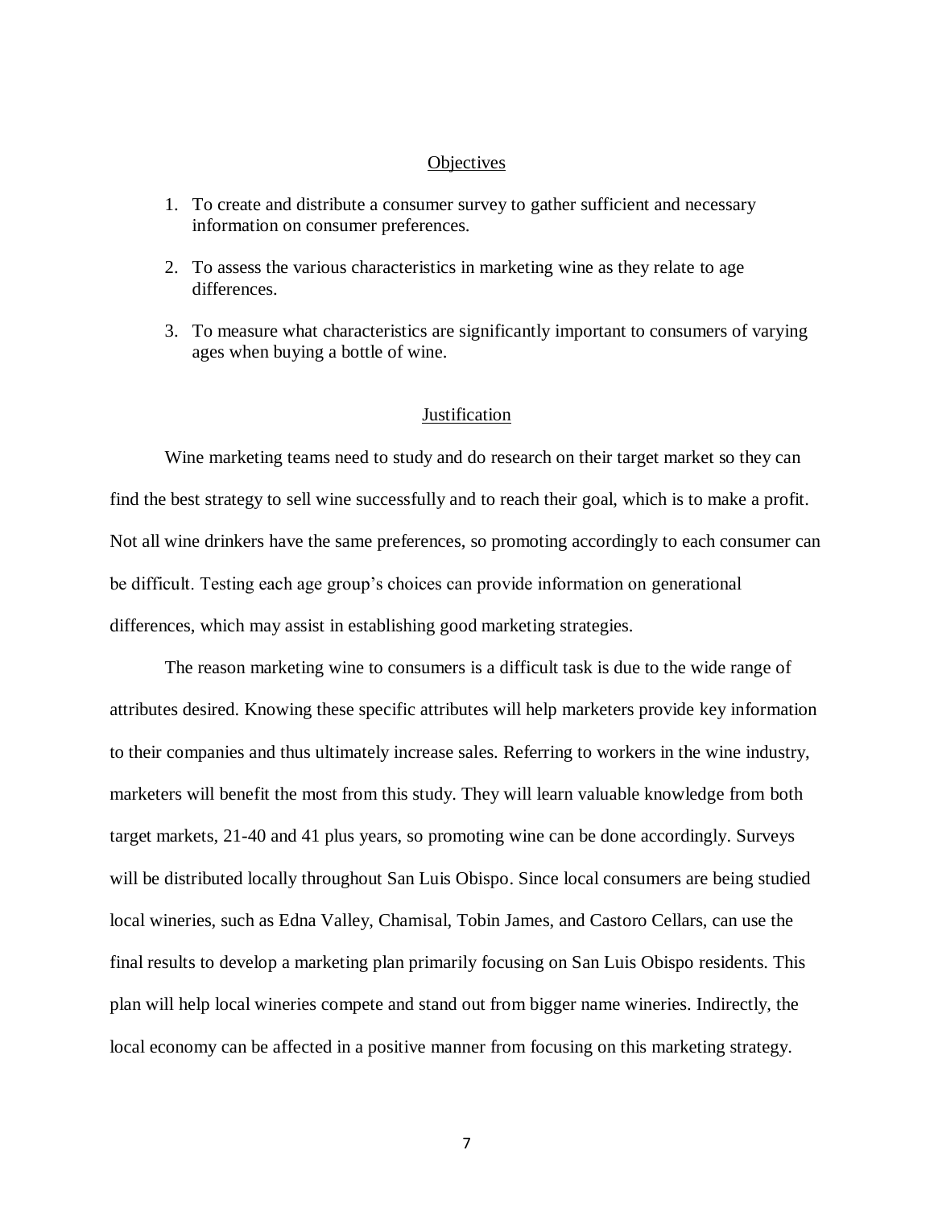## Objectives

1. To create and distribute a consumer survey to gather sufficient and necessary information on consumer preferences.

2. To assess the various characteristics in marketing wine as they relate to age differences.

3. To measure what characteristics are significantly important to consumers of varying ages when buying a bottle of wine.

## Justification

Wine marketing teams need to study and do research on their target market so they can find the best strategy to sell wine successfully and to reach their goal, which is to make a profit. Not all wine drinkers have the same preferences, so promoting accordingly to each consumer can be difficult. Testing each age group's choices can provide information on generational differences, which may assist in establishing good marketing strategies.

The reason marketing wine to consumers is a difficult task is due to the wide range of attributes desired. Knowing these specific attributes will help marketers provide key information to their companies and thus ultimately increase sales. Referring to workers in the wine industry, marketers will benefit the most from this study. They will learn valuable knowledge from both target markets, 21-40 and 41 plus years, so promoting wine can be done accordingly. Surveys will be distributed locally throughout San Luis Obispo. Since local consumers are being studied local wineries, such as Edna Valley, Chamisal, Tobin James, and Castoro Cellars, can use the final results to develop a marketing plan primarily focusing on San Luis Obispo residents. This plan will help local wineries compete and stand out from bigger name wineries. Indirectly, the local economy can be affected in a positive manner from focusing on this marketing strategy.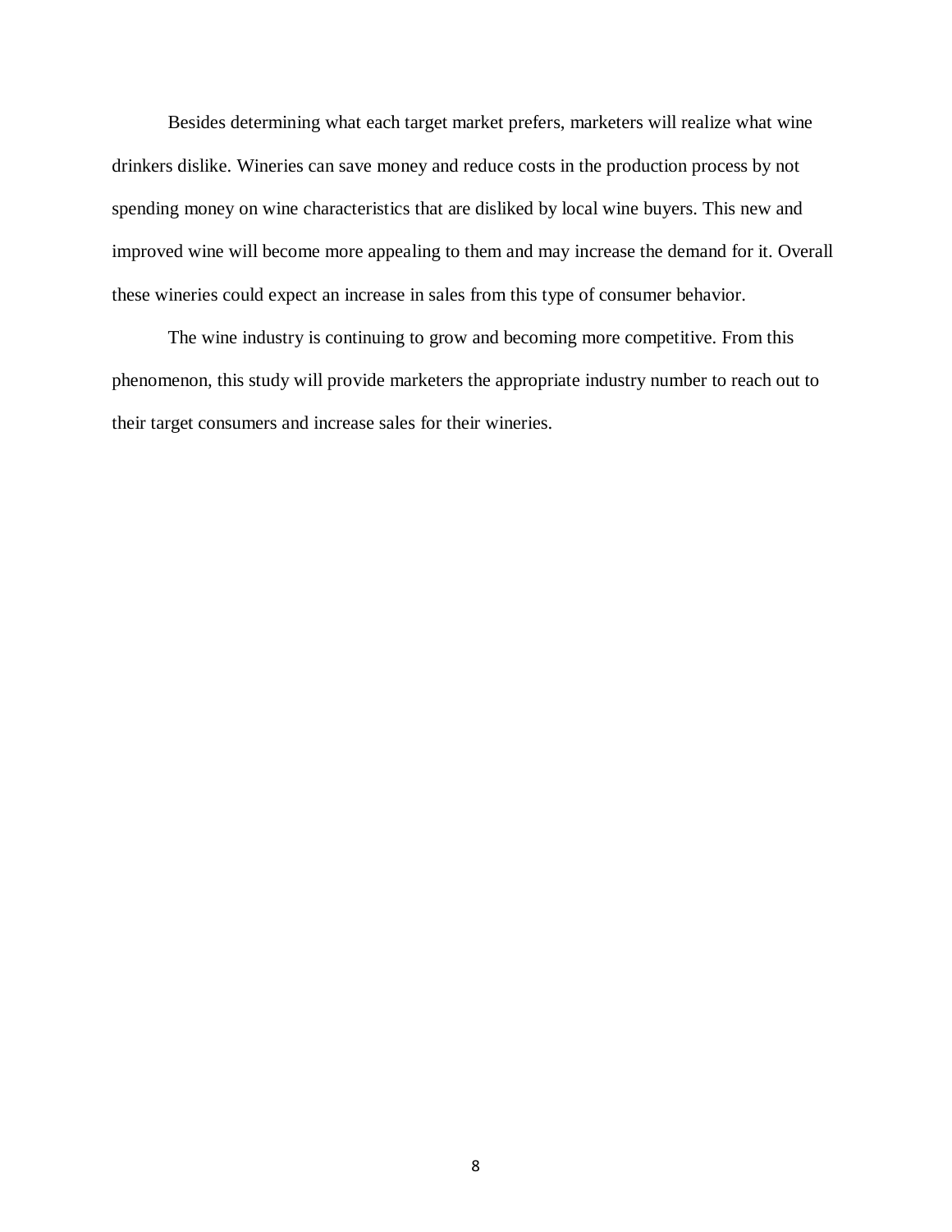Besides determining what each target market prefers, marketers will realize what wine drinkers dislike. Wineries can save money and reduce costs in the production process by not spending money on wine characteristics that are disliked by local wine buyers. This new and improved wine will become more appealing to them and may increase the demand for it. Overall these wineries could expect an increase in sales from this type of consumer behavior.

The wine industry is continuing to grow and becoming more competitive. From this phenomenon, this study will provide marketers the appropriate industry number to reach out to their target consumers and increase sales for their wineries.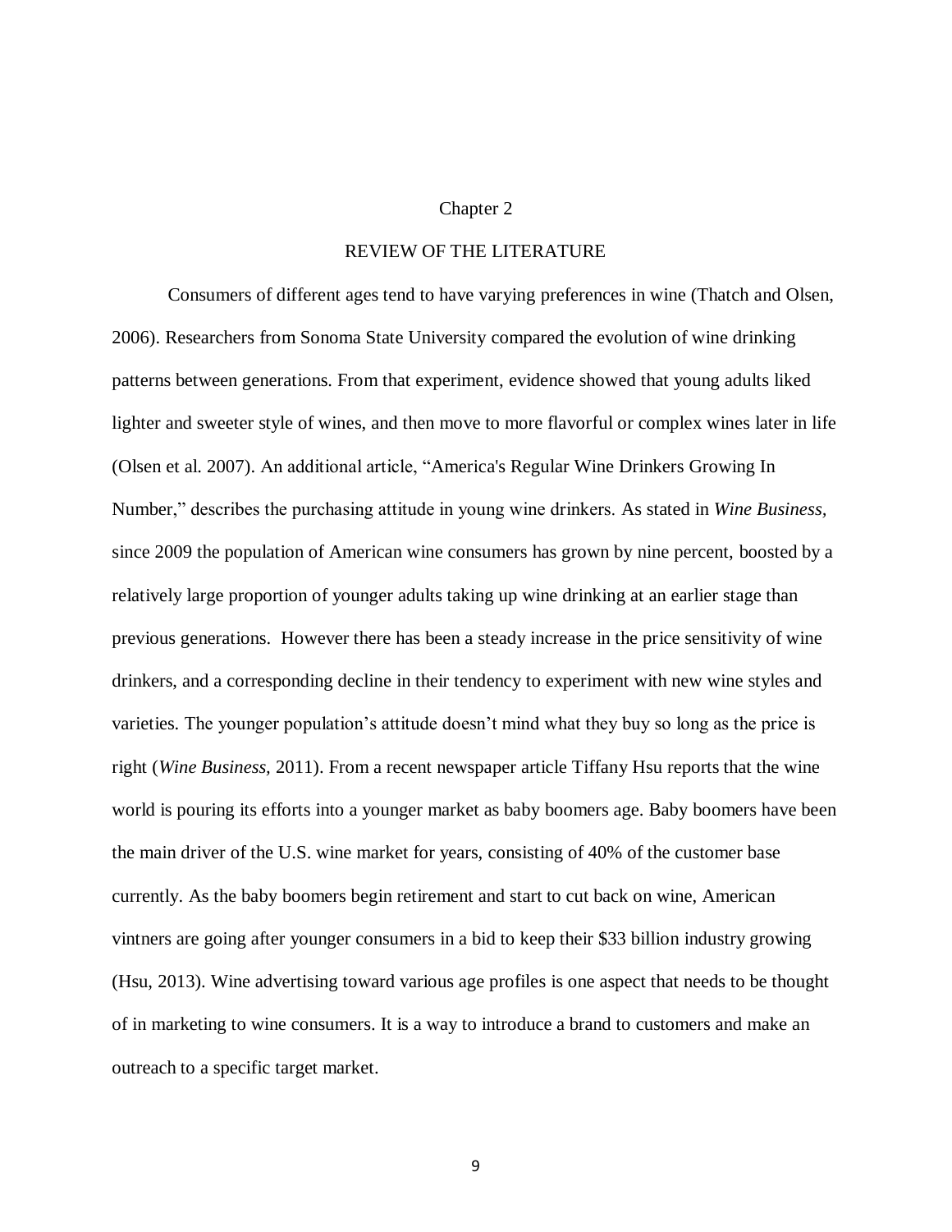# Chapter 2

## REVIEW OF THE LITERATURE

Consumers of different ages tend to have varying preferences in wine (Thatch and Olsen, 2006). Researchers from Sonoma State University compared the evolution of wine drinking patterns between generations. From that experiment, evidence showed that young adults liked lighter and sweeter style of wines, and then move to more flavorful or complex wines later in life (Olsen et al. 2007). An additional article, "America's Regular Wine Drinkers Growing In Number," describes the purchasing attitude in young wine drinkers. As stated in *Wine Business,* since 2009 the population of American wine consumers has grown by nine percent, boosted by a relatively large proportion of younger adults taking up wine drinking at an earlier stage than previous generations. However there has been a steady increase in the price sensitivity of wine drinkers, and a corresponding decline in their tendency to experiment with new wine styles and varieties. The younger population's attitude doesn't mind what they buy so long as the price is right (*Wine Business,* 2011). From a recent newspaper article Tiffany Hsu reports that the wine world is pouring its efforts into a younger market as baby boomers age. Baby boomers have been the main driver of the U.S. wine market for years, consisting of 40% of the customer base currently. As the baby boomers begin retirement and start to cut back on wine, American vintners are going after younger consumers in a bid to keep their $33 billion industry growing (Hsu, 2013). Wine advertising toward various age profiles is one aspect that needs to be thought of in marketing to wine consumers. It is a way to introduce a brand to customers and make an outreach to a specific target market.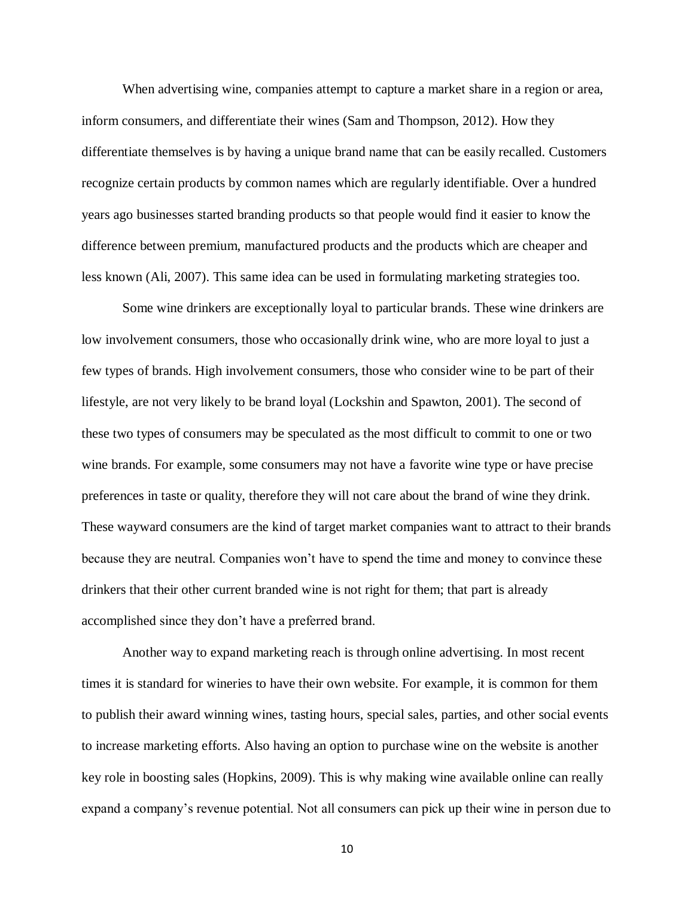When advertising wine, companies attempt to capture a market share in a region or area, inform consumers, and differentiate their wines (Sam and Thompson, 2012). How they differentiate themselves is by having a unique brand name that can be easily recalled. Customers recognize certain products by common names which are regularly identifiable. Over a hundred years ago businesses started branding products so that people would find it easier to know the difference between premium, manufactured products and the products which are cheaper and less known (Ali, 2007). This same idea can be used in formulating marketing strategies too.

Some wine drinkers are exceptionally loyal to particular brands. These wine drinkers are low involvement consumers, those who occasionally drink wine, who are more loyal to just a few types of brands. High involvement consumers, those who consider wine to be part of their lifestyle, are not very likely to be brand loyal (Lockshin and Spawton, 2001). The second of these two types of consumers may be speculated as the most difficult to commit to one or two wine brands. For example, some consumers may not have a favorite wine type or have precise preferences in taste or quality, therefore they will not care about the brand of wine they drink. These wayward consumers are the kind of target market companies want to attract to their brands because they are neutral. Companies won't have to spend the time and money to convince these drinkers that their other current branded wine is not right for them; that part is already accomplished since they don't have a preferred brand.

Another way to expand marketing reach is through online advertising. In most recent times it is standard for wineries to have their own website. For example, it is common for them to publish their award winning wines, tasting hours, special sales, parties, and other social events to increase marketing efforts. Also having an option to purchase wine on the website is another key role in boosting sales (Hopkins, 2009). This is why making wine available online can really expand a company's revenue potential. Not all consumers can pick up their wine in person due to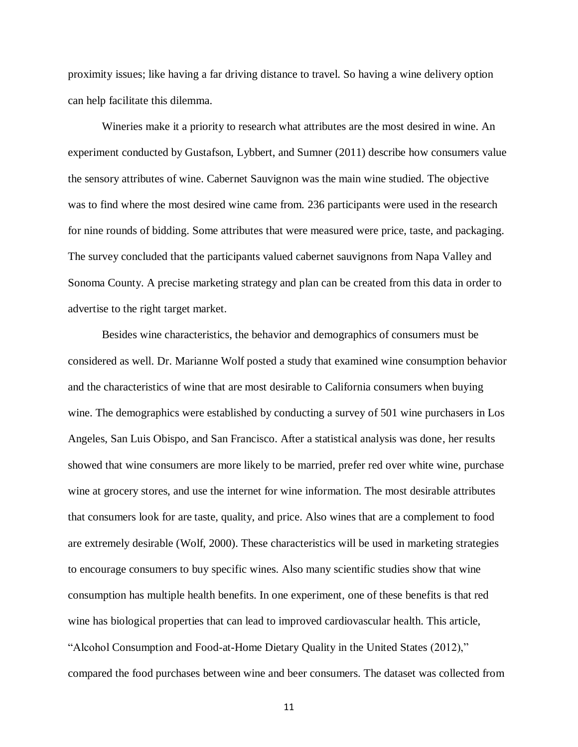proximity issues; like having a far driving distance to travel. So having a wine delivery option can help facilitate this dilemma.

Wineries make it a priority to research what attributes are the most desired in wine. An experiment conducted by Gustafson, Lybbert, and Sumner (2011) describe how consumers value the sensory attributes of wine. Cabernet Sauvignon was the main wine studied. The objective was to find where the most desired wine came from. 236 participants were used in the research for nine rounds of bidding. Some attributes that were measured were price, taste, and packaging. The survey concluded that the participants valued cabernet sauvignons from Napa Valley and Sonoma County. A precise marketing strategy and plan can be created from this data in order to advertise to the right target market.

Besides wine characteristics, the behavior and demographics of consumers must be considered as well. Dr. Marianne Wolf posted a study that examined wine consumption behavior and the characteristics of wine that are most desirable to California consumers when buying wine. The demographics were established by conducting a survey of 501 wine purchasers in Los Angeles, San Luis Obispo, and San Francisco. After a statistical analysis was done, her results showed that wine consumers are more likely to be married, prefer red over white wine, purchase wine at grocery stores, and use the internet for wine information. The most desirable attributes that consumers look for are taste, quality, and price. Also wines that are a complement to food are extremely desirable (Wolf, 2000). These characteristics will be used in marketing strategies to encourage consumers to buy specific wines. Also many scientific studies show that wine consumption has multiple health benefits. In one experiment, one of these benefits is that red wine has biological properties that can lead to improved cardiovascular health. This article, "Alcohol Consumption and Food-at-Home Dietary Quality in the United States (2012)," compared the food purchases between wine and beer consumers. The dataset was collected from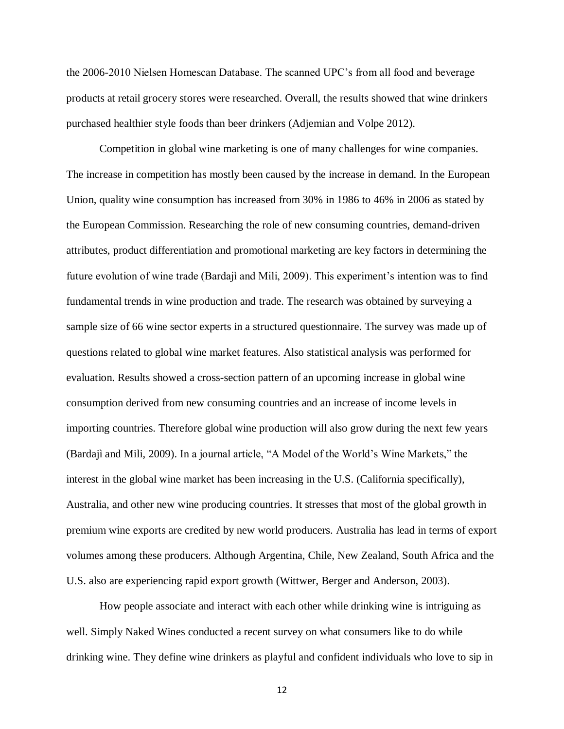the 2006-2010 Nielsen Homescan Database. The scanned UPC's from all food and beverage products at retail grocery stores were researched. Overall, the results showed that wine drinkers purchased healthier style foods than beer drinkers (Adjemian and Volpe 2012).

Competition in global wine marketing is one of many challenges for wine companies. The increase in competition has mostly been caused by the increase in demand. In the European Union, quality wine consumption has increased from 30% in 1986 to 46% in 2006 as stated by the European Commission. Researching the role of new consuming countries, demand-driven attributes, product differentiation and promotional marketing are key factors in determining the future evolution of wine trade (Bardajì and Mili, 2009). This experiment's intention was to find fundamental trends in wine production and trade. The research was obtained by surveying a sample size of 66 wine sector experts in a structured questionnaire. The survey was made up of questions related to global wine market features. Also statistical analysis was performed for evaluation. Results showed a cross-section pattern of an upcoming increase in global wine consumption derived from new consuming countries and an increase of income levels in importing countries. Therefore global wine production will also grow during the next few years (Bardajì and Mili, 2009). In a journal article, "A Model of the World's Wine Markets," the interest in the global wine market has been increasing in the U.S. (California specifically), Australia, and other new wine producing countries. It stresses that most of the global growth in premium wine exports are credited by new world producers. Australia has lead in terms of export volumes among these producers. Although Argentina, Chile, New Zealand, South Africa and the U.S. also are experiencing rapid export growth (Wittwer, Berger and Anderson, 2003).

How people associate and interact with each other while drinking wine is intriguing as well. Simply Naked Wines conducted a recent survey on what consumers like to do while drinking wine. They define wine drinkers as playful and confident individuals who love to sip in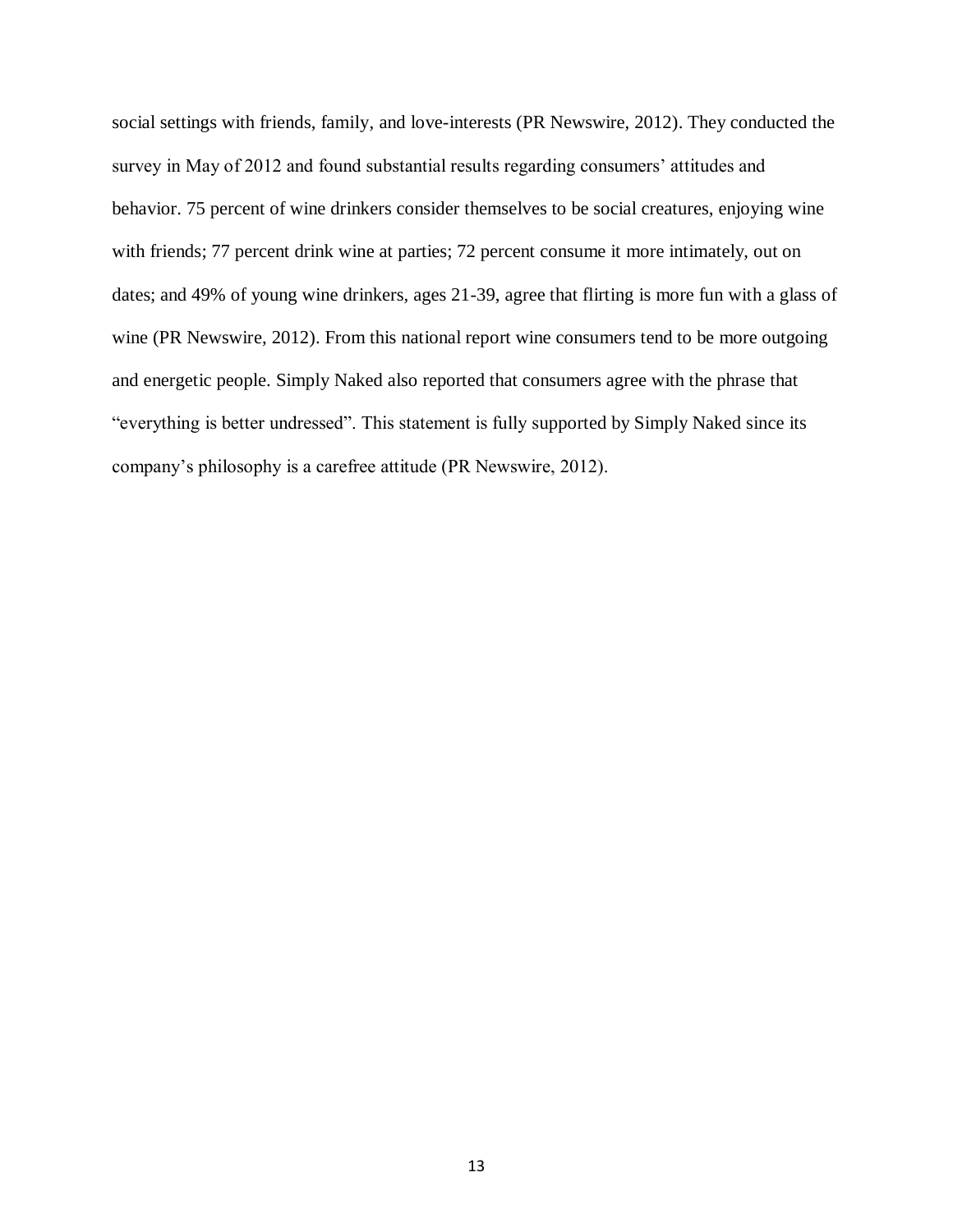social settings with friends, family, and love-interests (PR Newswire, 2012). They conducted the survey in May of 2012 and found substantial results regarding consumers' attitudes and behavior. 75 percent of wine drinkers consider themselves to be social creatures, enjoying wine with friends; 77 percent drink wine at parties; 72 percent consume it more intimately, out on dates; and 49% of young wine drinkers, ages 21-39, agree that flirting is more fun with a glass of wine (PR Newswire, 2012). From this national report wine consumers tend to be more outgoing and energetic people. Simply Naked also reported that consumers agree with the phrase that "everything is better undressed". This statement is fully supported by Simply Naked since its company's philosophy is a carefree attitude (PR Newswire, 2012).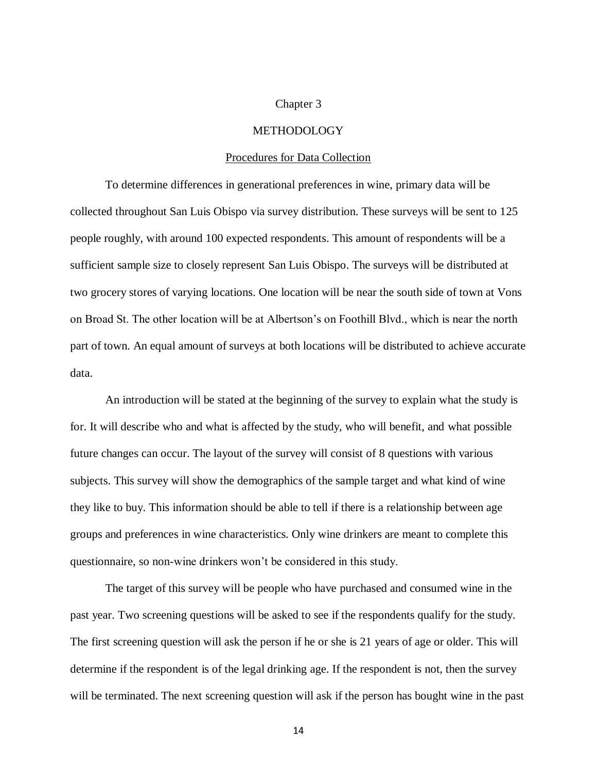# Chapter 3

# METHODOLOGY

## Procedures for Data Collection

To determine differences in generational preferences in wine, primary data will be collected throughout San Luis Obispo via survey distribution. These surveys will be sent to 125 people roughly, with around 100 expected respondents. This amount of respondents will be a sufficient sample size to closely represent San Luis Obispo. The surveys will be distributed at two grocery stores of varying locations. One location will be near the south side of town at Vons on Broad St. The other location will be at Albertson's on Foothill Blvd., which is near the north part of town. An equal amount of surveys at both locations will be distributed to achieve accurate data.

An introduction will be stated at the beginning of the survey to explain what the study is for. It will describe who and what is affected by the study, who will benefit, and what possible future changes can occur. The layout of the survey will consist of 8 questions with various subjects. This survey will show the demographics of the sample target and what kind of wine they like to buy. This information should be able to tell if there is a relationship between age groups and preferences in wine characteristics. Only wine drinkers are meant to complete this questionnaire, so non-wine drinkers won't be considered in this study.

The target of this survey will be people who have purchased and consumed wine in the past year. Two screening questions will be asked to see if the respondents qualify for the study. The first screening question will ask the person if he or she is 21 years of age or older. This will determine if the respondent is of the legal drinking age. If the respondent is not, then the survey will be terminated. The next screening question will ask if the person has bought wine in the past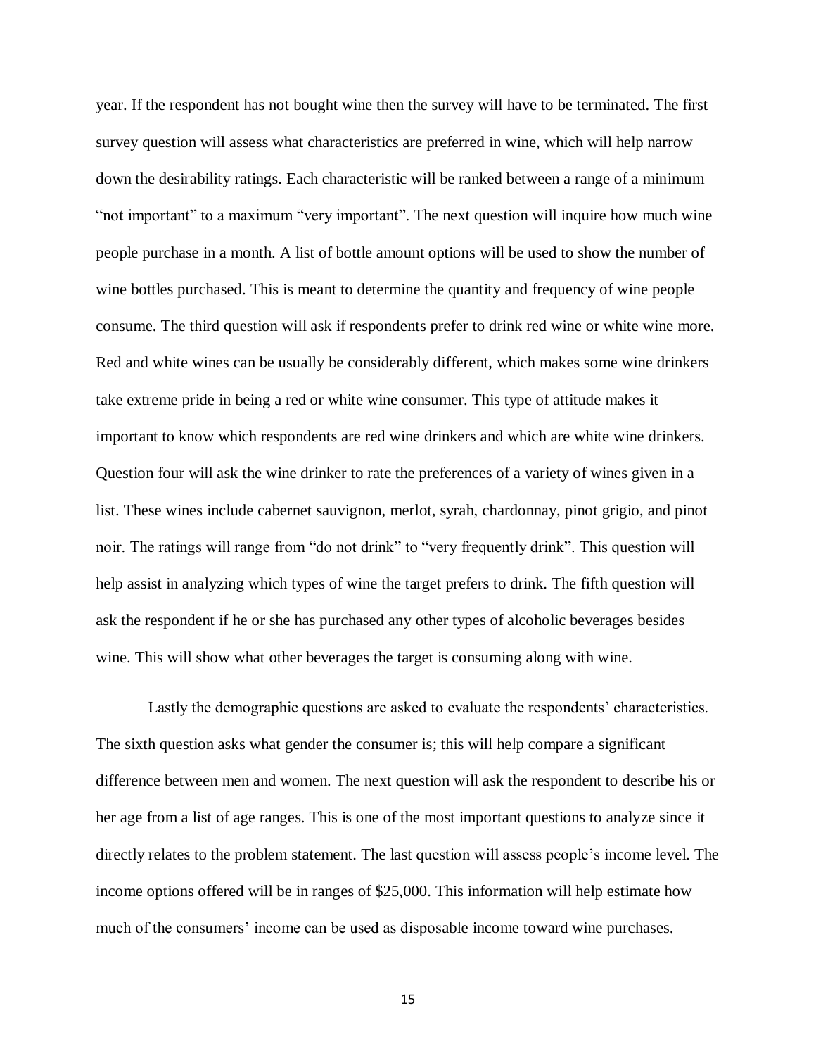year. If the respondent has not bought wine then the survey will have to be terminated. The first survey question will assess what characteristics are preferred in wine, which will help narrow down the desirability ratings. Each characteristic will be ranked between a range of a minimum "not important" to a maximum "very important". The next question will inquire how much wine people purchase in a month. A list of bottle amount options will be used to show the number of wine bottles purchased. This is meant to determine the quantity and frequency of wine people consume. The third question will ask if respondents prefer to drink red wine or white wine more. Red and white wines can be usually be considerably different, which makes some wine drinkers take extreme pride in being a red or white wine consumer. This type of attitude makes it important to know which respondents are red wine drinkers and which are white wine drinkers. Question four will ask the wine drinker to rate the preferences of a variety of wines given in a list. These wines include cabernet sauvignon, merlot, syrah, chardonnay, pinot grigio, and pinot noir. The ratings will range from "do not drink" to "very frequently drink". This question will help assist in analyzing which types of wine the target prefers to drink. The fifth question will ask the respondent if he or she has purchased any other types of alcoholic beverages besides wine. This will show what other beverages the target is consuming along with wine.

Lastly the demographic questions are asked to evaluate the respondents' characteristics. The sixth question asks what gender the consumer is; this will help compare a significant difference between men and women. The next question will ask the respondent to describe his or her age from a list of age ranges. This is one of the most important questions to analyze since it directly relates to the problem statement. The last question will assess people's income level. The income options offered will be in ranges of $25,000. This information will help estimate how much of the consumers' income can be used as disposable income toward wine purchases.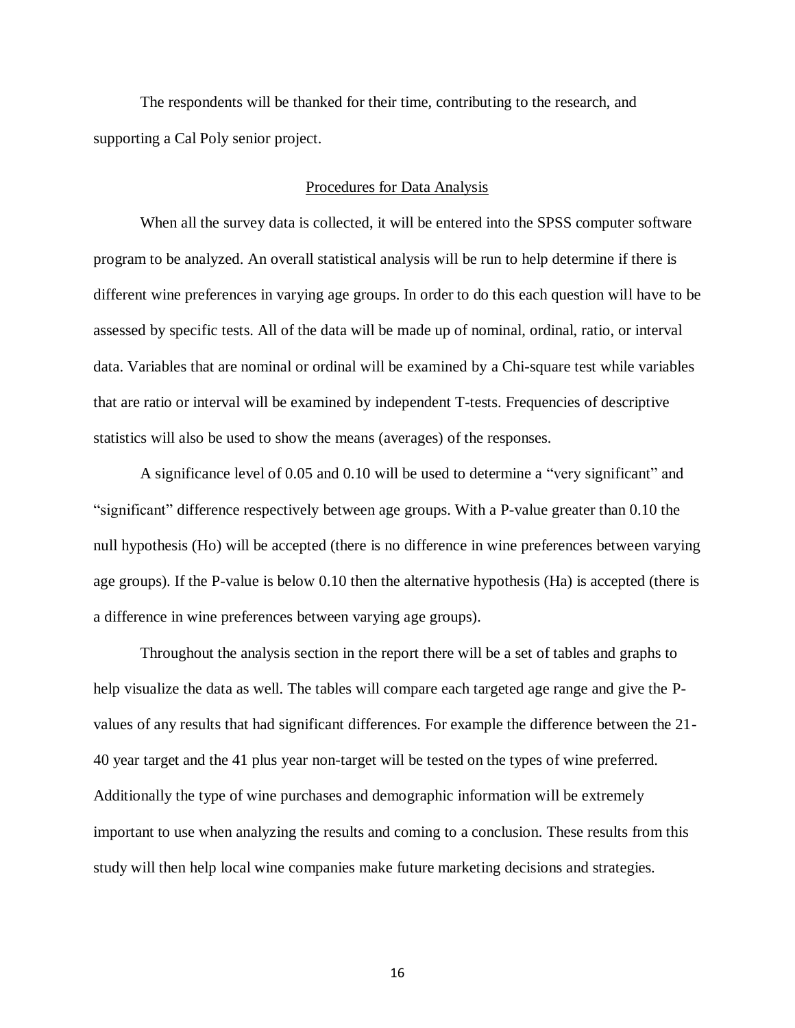The respondents will be thanked for their time, contributing to the research, and supporting a Cal Poly senior project.

## Procedures for Data Analysis

When all the survey data is collected, it will be entered into the SPSS computer software program to be analyzed. An overall statistical analysis will be run to help determine if there is different wine preferences in varying age groups. In order to do this each question will have to be assessed by specific tests. All of the data will be made up of nominal, ordinal, ratio, or interval data. Variables that are nominal or ordinal will be examined by a Chi-square test while variables that are ratio or interval will be examined by independent T-tests. Frequencies of descriptive statistics will also be used to show the means (averages) of the responses.

A significance level of 0.05 and 0.10 will be used to determine a "very significant" and "significant" difference respectively between age groups. With a P-value greater than 0.10 the null hypothesis (Ho) will be accepted (there is no difference in wine preferences between varying age groups). If the P-value is below 0.10 then the alternative hypothesis (Ha) is accepted (there is a difference in wine preferences between varying age groups).

Throughout the analysis section in the report there will be a set of tables and graphs to help visualize the data as well. The tables will compare each targeted age range and give the P-values of any results that had significant differences. For example the difference between the 21-40 year target and the 41 plus year non-target will be tested on the types of wine preferred. Additionally the type of wine purchases and demographic information will be extremely important to use when analyzing the results and coming to a conclusion. These results from this study will then help local wine companies make future marketing decisions and strategies.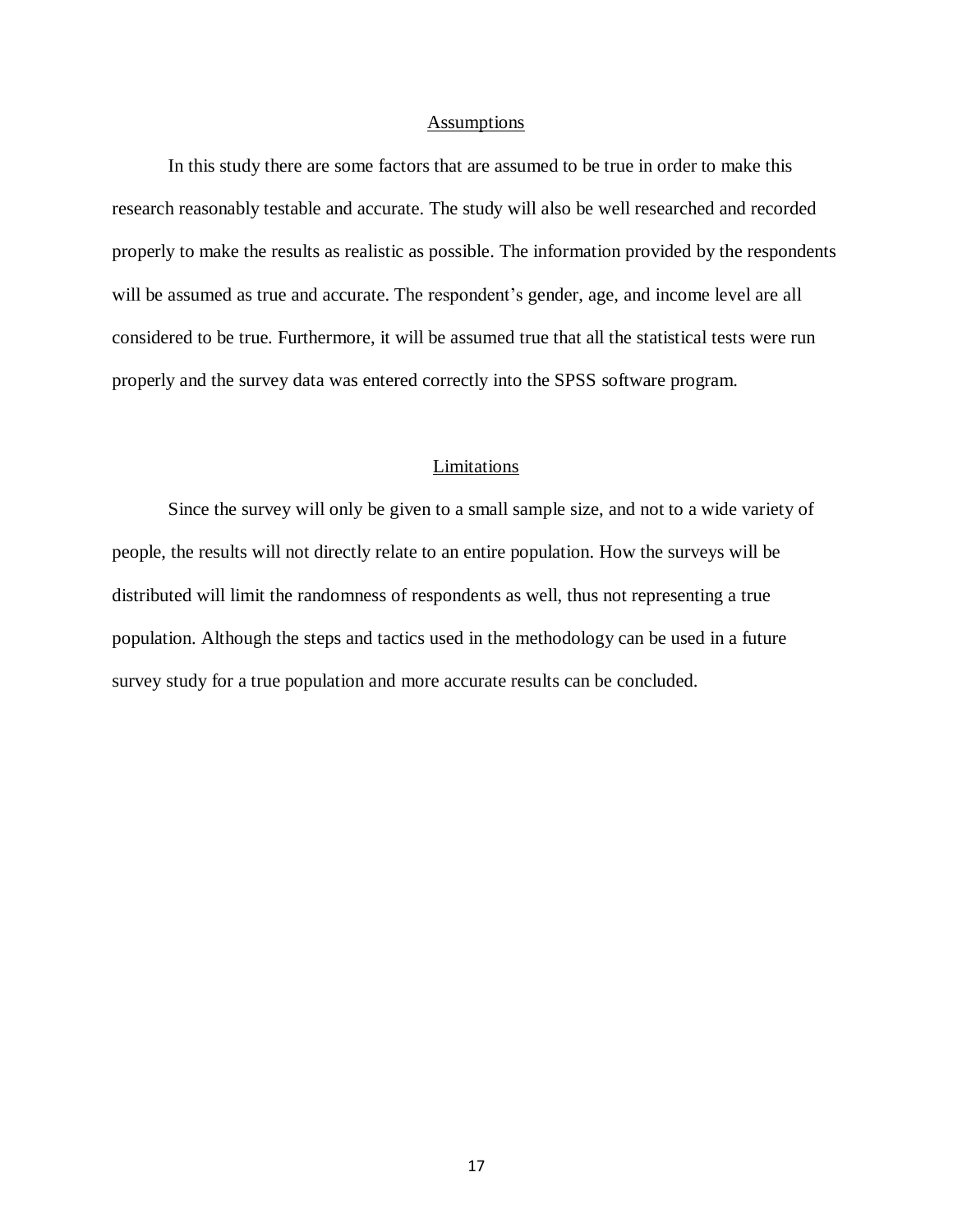## Assumptions

In this study there are some factors that are assumed to be true in order to make this research reasonably testable and accurate. The study will also be well researched and recorded properly to make the results as realistic as possible. The information provided by the respondents will be assumed as true and accurate. The respondent's gender, age, and income level are all considered to be true. Furthermore, it will be assumed true that all the statistical tests were run properly and the survey data was entered correctly into the SPSS software program.

## Limitations

Since the survey will only be given to a small sample size, and not to a wide variety of people, the results will not directly relate to an entire population. How the surveys will be distributed will limit the randomness of respondents as well, thus not representing a true population. Although the steps and tactics used in the methodology can be used in a future survey study for a true population and more accurate results can be concluded.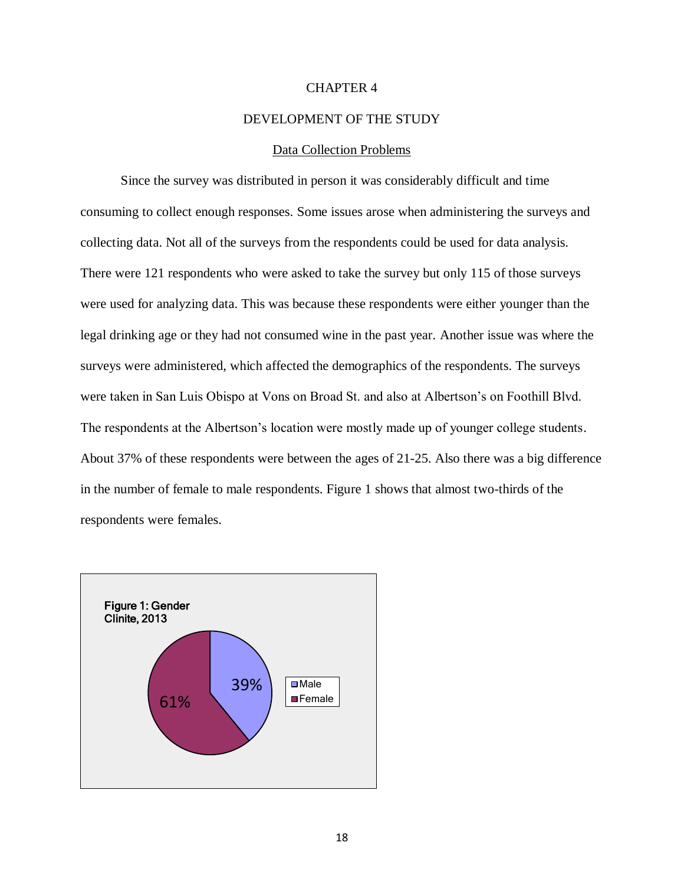# CHAPTER 4

## DEVELOPMENT OF THE STUDY

### Data Collection Problems

Since the survey was distributed in person it was considerably difficult and time consuming to collect enough responses. Some issues arose when administering the surveys and collecting data. Not all of the surveys from the respondents could be used for data analysis. There were 121 respondents who were asked to take the survey but only 115 of those surveys were used for analyzing data. This was because these respondents were either younger than the legal drinking age or they had not consumed wine in the past year. Another issue was where the surveys were administered, which affected the demographics of the respondents. The surveys were taken in San Luis Obispo at Vons on Broad St. and also at Albertson's on Foothill Blvd. The respondents at the Albertson's location were mostly made up of younger college students. About 37% of these respondents were between the ages of 21-25. Also there was a big difference in the number of female to male respondents. Figure 1 shows that almost two-thirds of the respondents were females.

Figure 1: Gender
Clinite, 2013

| Gender | Percent |
|---|---|
| Male | 39% |
| Female | 61% |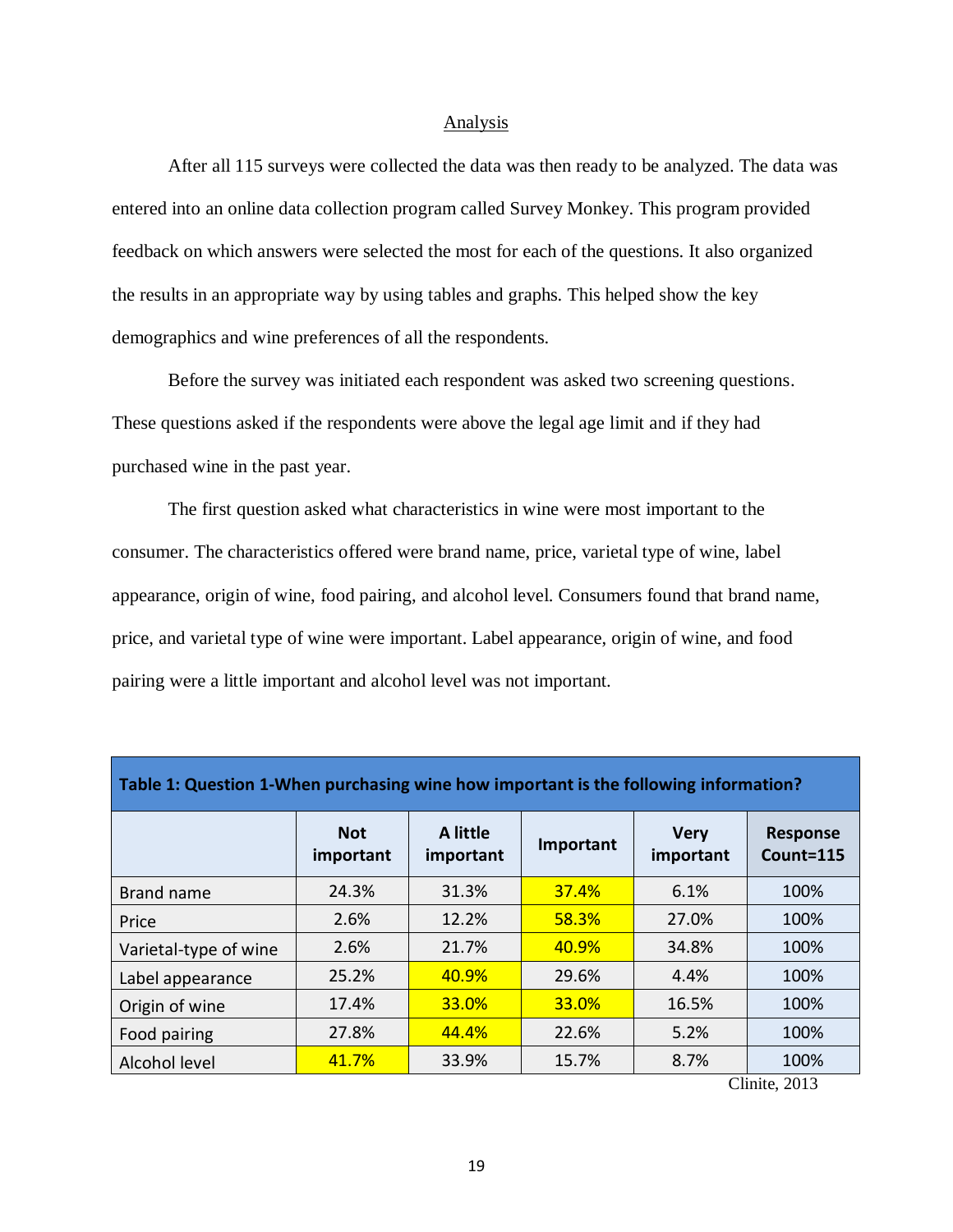## Analysis

After all 115 surveys were collected the data was then ready to be analyzed. The data was entered into an online data collection program called Survey Monkey. This program provided feedback on which answers were selected the most for each of the questions. It also organized the results in an appropriate way by using tables and graphs. This helped show the key demographics and wine preferences of all the respondents.

Before the survey was initiated each respondent was asked two screening questions. These questions asked if the respondents were above the legal age limit and if they had purchased wine in the past year.

The first question asked what characteristics in wine were most important to the consumer. The characteristics offered were brand name, price, varietal type of wine, label appearance, origin of wine, food pairing, and alcohol level. Consumers found that brand name, price, and varietal type of wine were important. Label appearance, origin of wine, and food pairing were a little important and alcohol level was not important.

**Table 1: Question 1-When purchasing wine how important is the following information?**

| | Not important | A little important | Important | Very important | Response Count=115 |
|---|---|---|---|---|---|
| Brand name | 24.3% | 31.3% | 37.4% | 6.1% | 100% |
| Price | 2.6% | 12.2% | 58.3% | 27.0% | 100% |
| Varietal-type of wine | 2.6% | 21.7% | 40.9% | 34.8% | 100% |
| Label appearance | 25.2% | 40.9% | 29.6% | 4.4% | 100% |
| Origin of wine | 17.4% | 33.0% | 33.0% | 16.5% | 100% |
| Food pairing | 27.8% | 44.4% | 22.6% | 5.2% | 100% |
| Alcohol level | 41.7% | 33.9% | 15.7% | 8.7% | 100% |

Clinite, 2013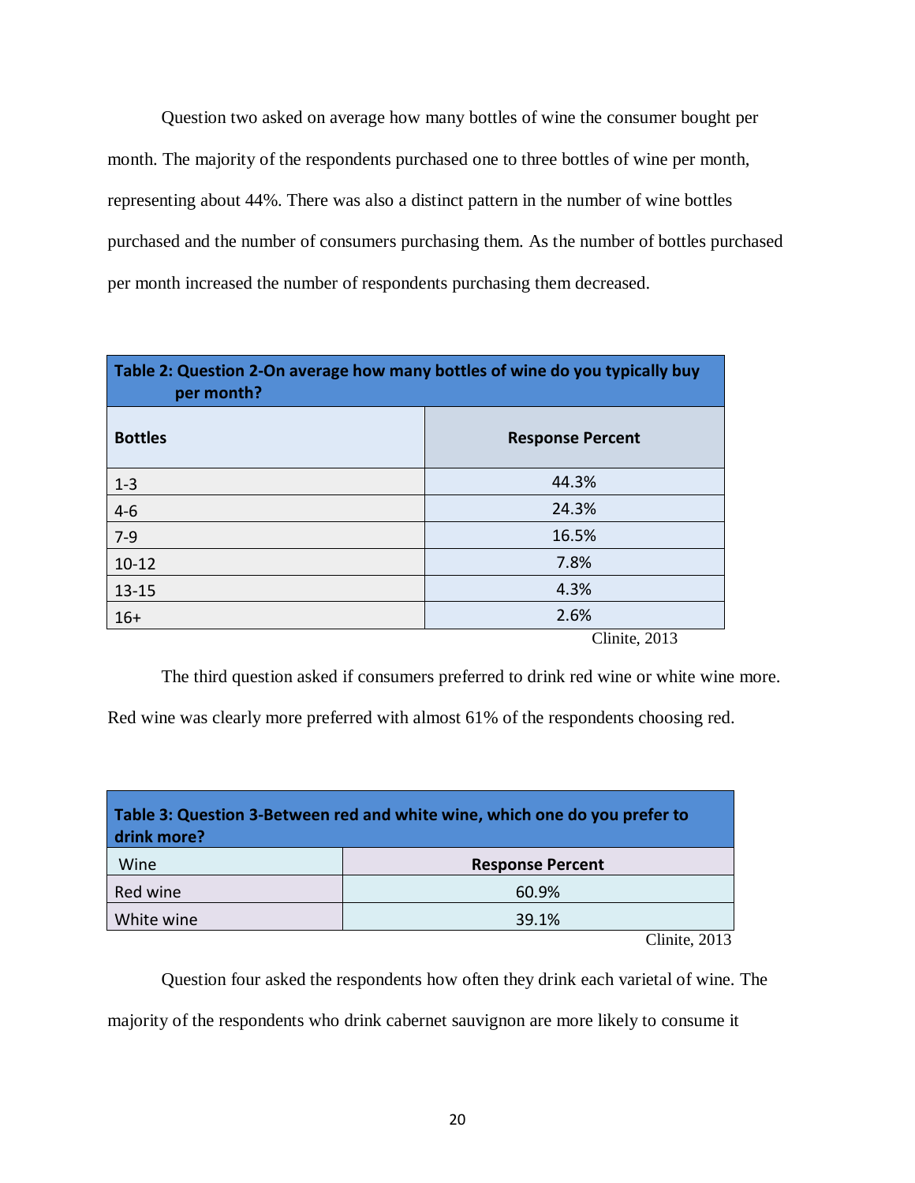Question two asked on average how many bottles of wine the consumer bought per month. The majority of the respondents purchased one to three bottles of wine per month, representing about 44%. There was also a distinct pattern in the number of wine bottles purchased and the number of consumers purchasing them. As the number of bottles purchased per month increased the number of respondents purchasing them decreased.

**Table 2: Question 2-On average how many bottles of wine do you typically buy per month?**

| Bottles | Response Percent |
|---|---|
| 1-3 | 44.3% |
| 4-6 | 24.3% |
| 7-9 | 16.5% |
| 10-12 | 7.8% |
| 13-15 | 4.3% |
| 16+ | 2.6% |

Clinite, 2013

The third question asked if consumers preferred to drink red wine or white wine more. Red wine was clearly more preferred with almost 61% of the respondents choosing red.

**Table 3: Question 3-Between red and white wine, which one do you prefer to drink more?**

| Wine | Response Percent |
|---|---|
| Red wine | 60.9% |
| White wine | 39.1% |

Clinite, 2013

Question four asked the respondents how often they drink each varietal of wine. The majority of the respondents who drink cabernet sauvignon are more likely to consume it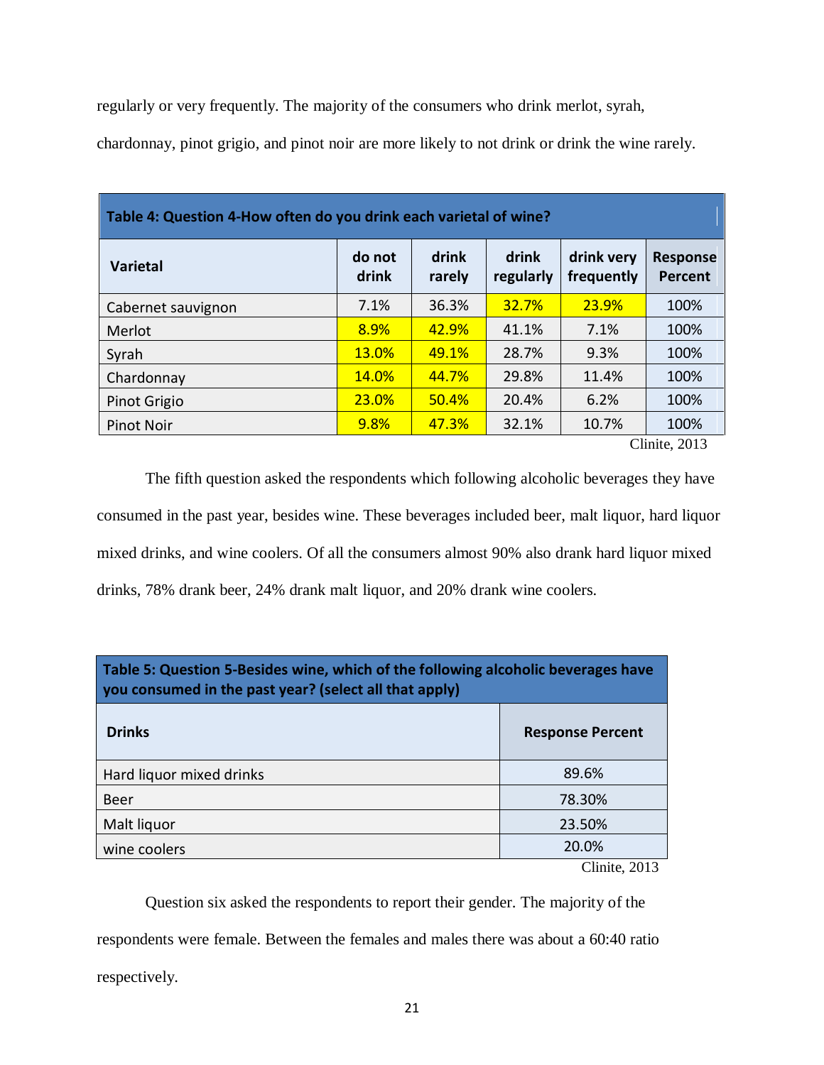regularly or very frequently. The majority of the consumers who drink merlot, syrah, chardonnay, pinot grigio, and pinot noir are more likely to not drink or drink the wine rarely.

**Table 4: Question 4-How often do you drink each varietal of wine?**

| Varietal | do not drink | drink rarely | drink regularly | drink very frequently | Response Percent |
|---|---|---|---|---|---|
| Cabernet sauvignon | 7.1% | 36.3% | 32.7% | 23.9% | 100% |
| Merlot | 8.9% | 42.9% | 41.1% | 7.1% | 100% |
| Syrah | 13.0% | 49.1% | 28.7% | 9.3% | 100% |
| Chardonnay | 14.0% | 44.7% | 29.8% | 11.4% | 100% |
| Pinot Grigio | 23.0% | 50.4% | 20.4% | 6.2% | 100% |
| Pinot Noir | 9.8% | 47.3% | 32.1% | 10.7% | 100% |

Clinite, 2013

The fifth question asked the respondents which following alcoholic beverages they have consumed in the past year, besides wine. These beverages included beer, malt liquor, hard liquor mixed drinks, and wine coolers. Of all the consumers almost 90% also drank hard liquor mixed drinks, 78% drank beer, 24% drank malt liquor, and 20% drank wine coolers.

**Table 5: Question 5-Besides wine, which of the following alcoholic beverages have you consumed in the past year? (select all that apply)**

| Drinks | Response Percent |
|---|---|
| Hard liquor mixed drinks | 89.6% |
| Beer | 78.30% |
| Malt liquor | 23.50% |
| wine coolers | 20.0% |

Clinite, 2013

Question six asked the respondents to report their gender. The majority of the respondents were female. Between the females and males there was about a 60:40 ratio respectively.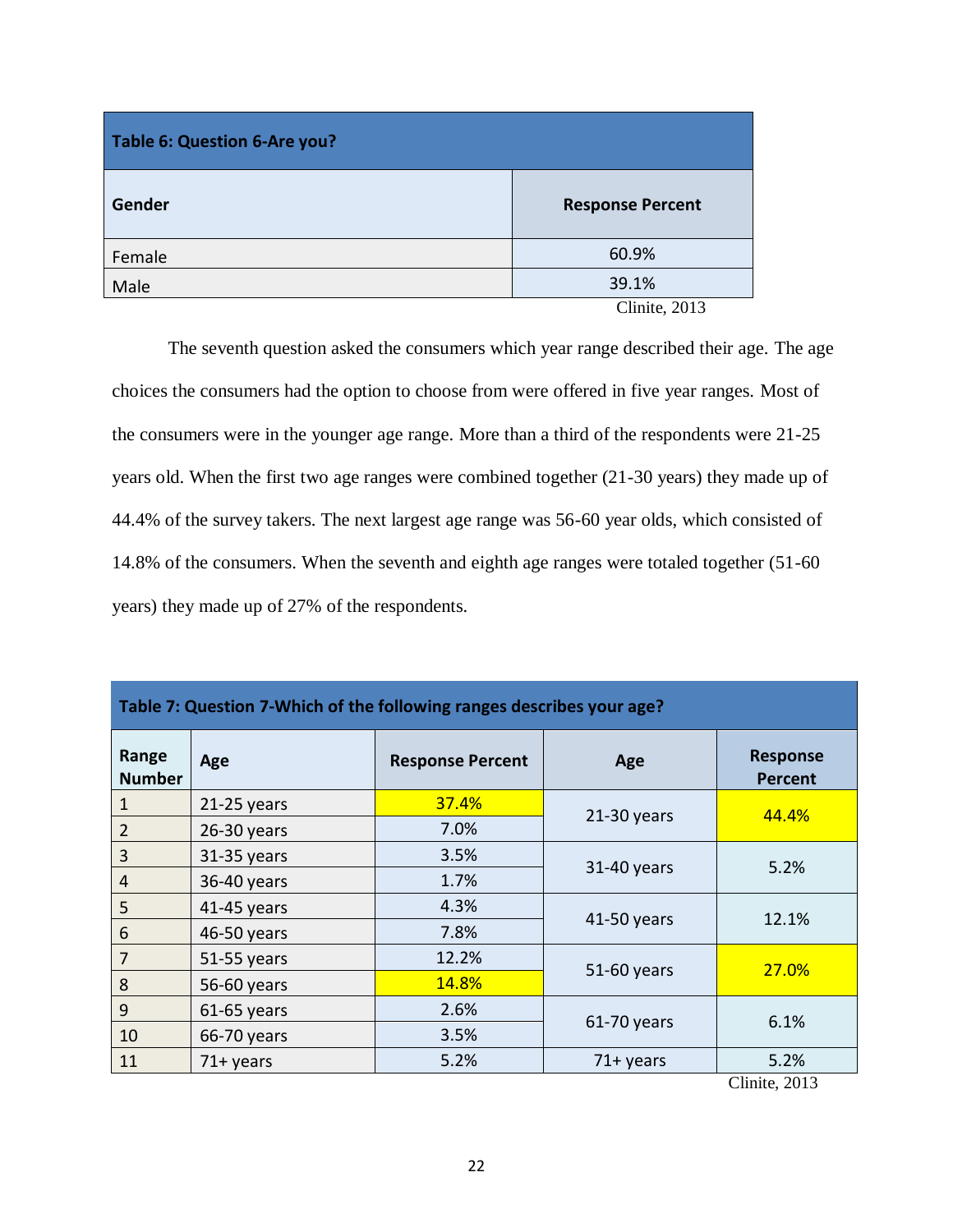| Table 6: Question 6-Are you? | |
|---|---|
| **Gender** | **Response Percent** |
| Female | 60.9% |
| Male | 39.1% |

Clinite, 2013

The seventh question asked the consumers which year range described their age. The age choices the consumers had the option to choose from were offered in five year ranges. Most of the consumers were in the younger age range. More than a third of the respondents were 21-25 years old. When the first two age ranges were combined together (21-30 years) they made up of 44.4% of the survey takers. The next largest age range was 56-60 year olds, which consisted of 14.8% of the consumers. When the seventh and eighth age ranges were totaled together (51-60 years) they made up of 27% of the respondents.

| Table 7: Question 7-Which of the following ranges describes your age? | | | | |
|---|---|---|---|---|
| **Range Number** | **Age** | **Response Percent** | **Age** | **Response Percent** |
| 1 | 21-25 years | 37.4% | 21-30 years | 44.4% |
| 2 | 26-30 years | 7.0% | | |
| 3 | 31-35 years | 3.5% | 31-40 years | 5.2% |
| 4 | 36-40 years | 1.7% | | |
| 5 | 41-45 years | 4.3% | 41-50 years | 12.1% |
| 6 | 46-50 years | 7.8% | | |
| 7 | 51-55 years | 12.2% | 51-60 years | 27.0% |
| 8 | 56-60 years | 14.8% | | |
| 9 | 61-65 years | 2.6% | 61-70 years | 6.1% |
| 10 | 66-70 years | 3.5% | | |
| 11 | 71+ years | 5.2% | 71+ years | 5.2% |

Clinite, 2013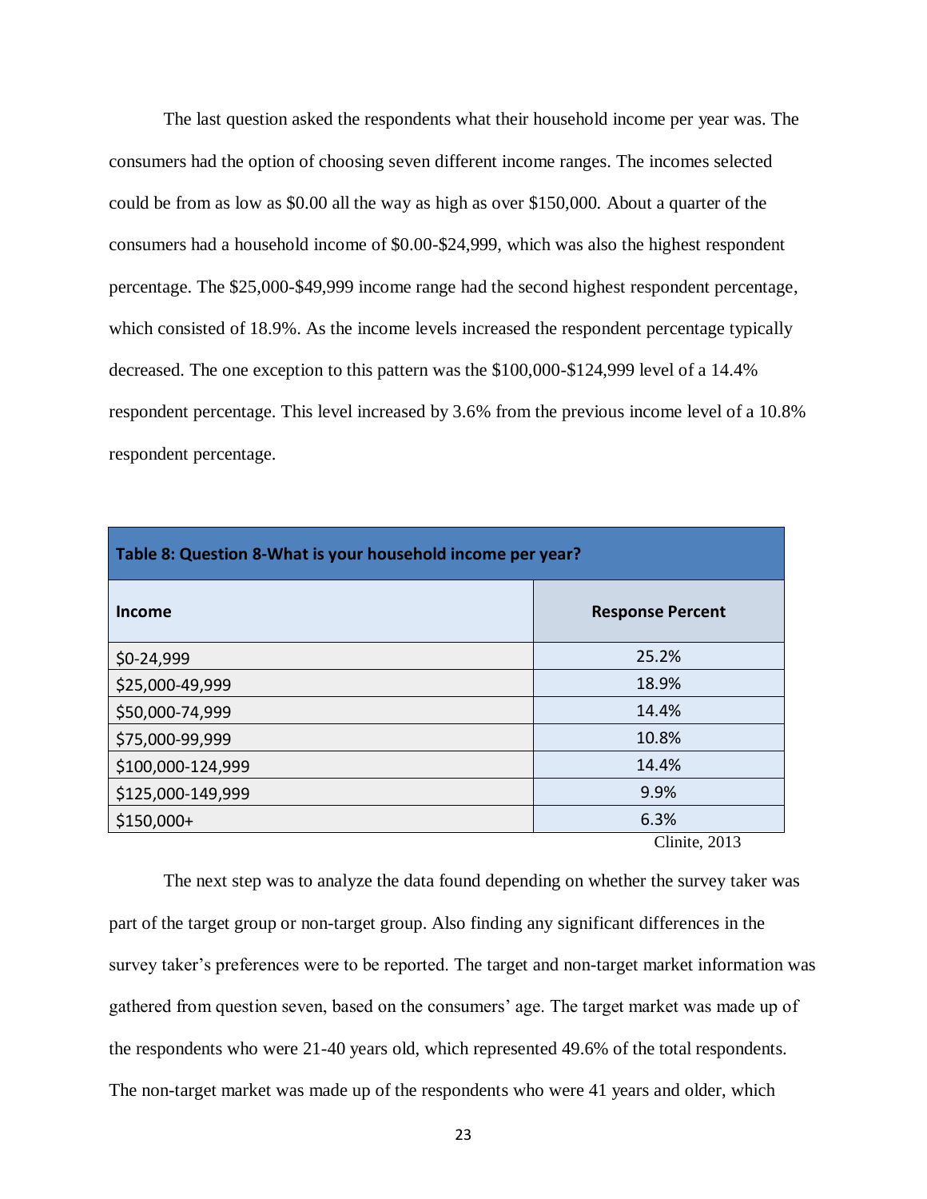The last question asked the respondents what their household income per year was. The consumers had the option of choosing seven different income ranges. The incomes selected could be from as low as $0.00 all the way as high as over $150,000. About a quarter of the consumers had a household income of $0.00-$24,999, which was also the highest respondent percentage. The $25,000-$49,999 income range had the second highest respondent percentage, which consisted of 18.9%. As the income levels increased the respondent percentage typically decreased. The one exception to this pattern was the $100,000-$124,999 level of a 14.4% respondent percentage. This level increased by 3.6% from the previous income level of a 10.8% respondent percentage.

**Table 8: Question 8-What is your household income per year?**

| Income | Response Percent |
|---|---|
| $0-24,999 | 25.2% |
| $25,000-49,999 | 18.9% |
| $50,000-74,999 | 14.4% |
| $75,000-99,999 | 10.8% |
| $100,000-124,999 | 14.4% |
| $125,000-149,999 | 9.9% |
| $150,000+ | 6.3% |

Clinite, 2013

The next step was to analyze the data found depending on whether the survey taker was part of the target group or non-target group. Also finding any significant differences in the survey taker's preferences were to be reported. The target and non-target market information was gathered from question seven, based on the consumers' age. The target market was made up of the respondents who were 21-40 years old, which represented 49.6% of the total respondents. The non-target market was made up of the respondents who were 41 years and older, which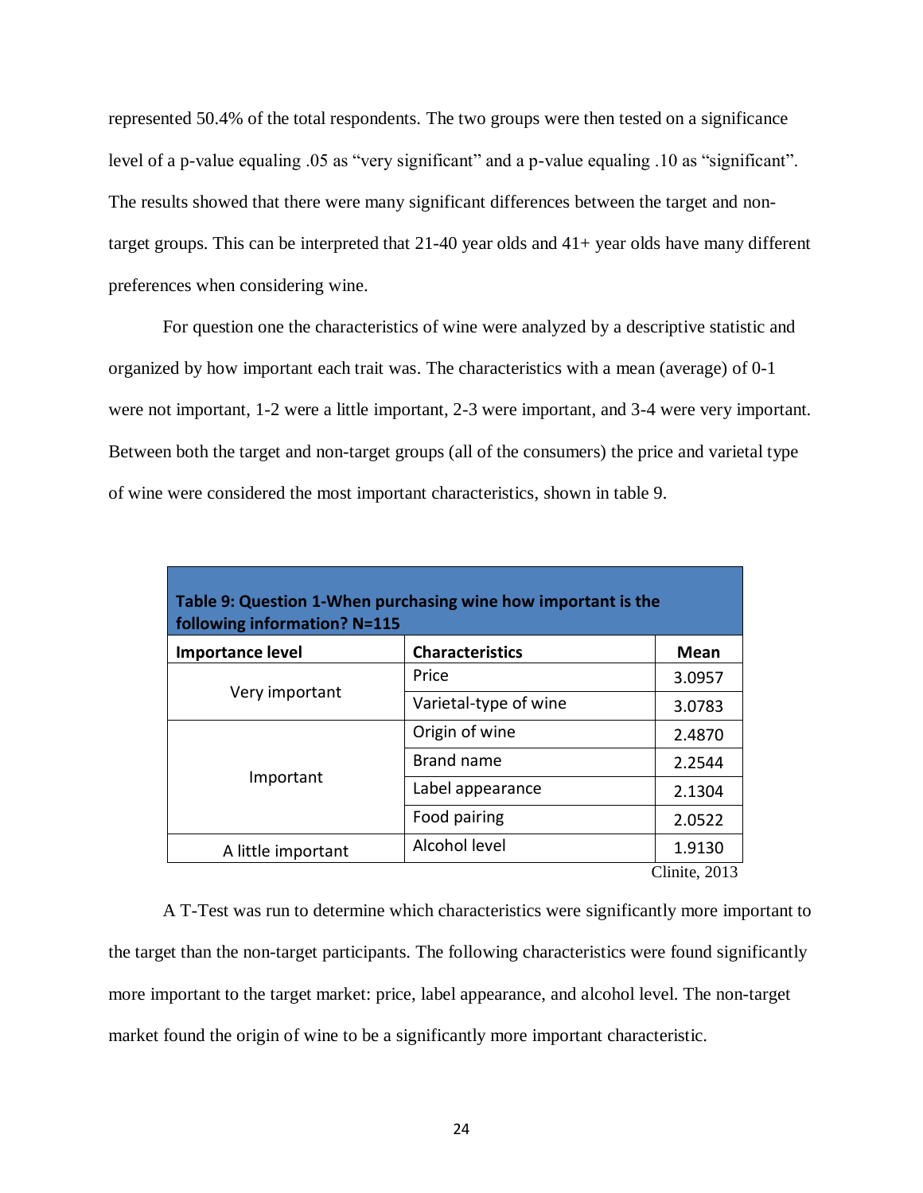represented 50.4% of the total respondents. The two groups were then tested on a significance level of a p-value equaling .05 as "very significant" and a p-value equaling .10 as "significant". The results showed that there were many significant differences between the target and non-target groups. This can be interpreted that 21-40 year olds and 41+ year olds have many different preferences when considering wine.

For question one the characteristics of wine were analyzed by a descriptive statistic and organized by how important each trait was. The characteristics with a mean (average) of 0-1 were not important, 1-2 were a little important, 2-3 were important, and 3-4 were very important. Between both the target and non-target groups (all of the consumers) the price and varietal type of wine were considered the most important characteristics, shown in table 9.

**Table 9: Question 1-When purchasing wine how important is the following information? N=115**

| Importance level | Characteristics | Mean |
|---|---|---|
| Very important | Price | 3.0957 |
| | Varietal-type of wine | 3.0783 |
| Important | Origin of wine | 2.4870 |
| | Brand name | 2.2544 |
| | Label appearance | 2.1304 |
| | Food pairing | 2.0522 |
| A little important | Alcohol level | 1.9130 |

Clinite, 2013

A T-Test was run to determine which characteristics were significantly more important to the target than the non-target participants. The following characteristics were found significantly more important to the target market: price, label appearance, and alcohol level. The non-target market found the origin of wine to be a significantly more important characteristic.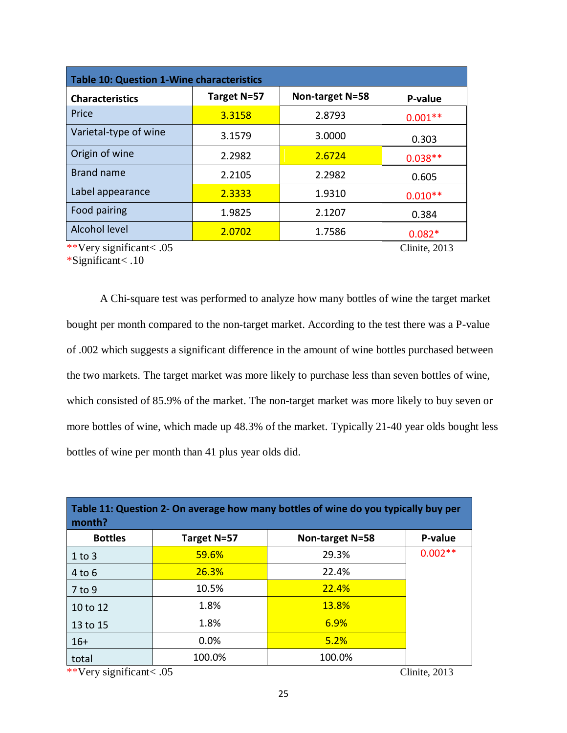| Table 10: Question 1-Wine characteristics | | | |
|---|---|---|---|
| **Characteristics** | **Target N=57** | **Non-target N=58** | **P-value** |
| Price | 3.3158 | 2.8793 | 0.001** |
| Varietal-type of wine | 3.1579 | 3.0000 | 0.303 |
| Origin of wine | 2.2982 | 2.6724 | 0.038** |
| Brand name | 2.2105 | 2.2982 | 0.605 |
| Label appearance | 2.3333 | 1.9310 | 0.010** |
| Food pairing | 1.9825 | 2.1207 | 0.384 |
| Alcohol level | 2.0702 | 1.7586 | 0.082* |

**Very significant< .05
*Significant< .10

Clinite, 2013

A Chi-square test was performed to analyze how many bottles of wine the target market bought per month compared to the non-target market. According to the test there was a P-value of .002 which suggests a significant difference in the amount of wine bottles purchased between the two markets. The target market was more likely to purchase less than seven bottles of wine, which consisted of 85.9% of the market. The non-target market was more likely to buy seven or more bottles of wine, which made up 48.3% of the market. Typically 21-40 year olds bought less bottles of wine per month than 41 plus year olds did.

| Table 11: Question 2- On average how many bottles of wine do you typically buy per month? | | | |
|---|---|---|---|
| **Bottles** | **Target N=57** | **Non-target N=58** | **P-value** |
| 1 to 3 | 59.6% | 29.3% | 0.002** |
| 4 to 6 | 26.3% | 22.4% | |
| 7 to 9 | 10.5% | 22.4% | |
| 10 to 12 | 1.8% | 13.8% | |
| 13 to 15 | 1.8% | 6.9% | |
| 16+ | 0.0% | 5.2% | |
| total | 100.0% | 100.0% | |

**Very significant< .05

Clinite, 2013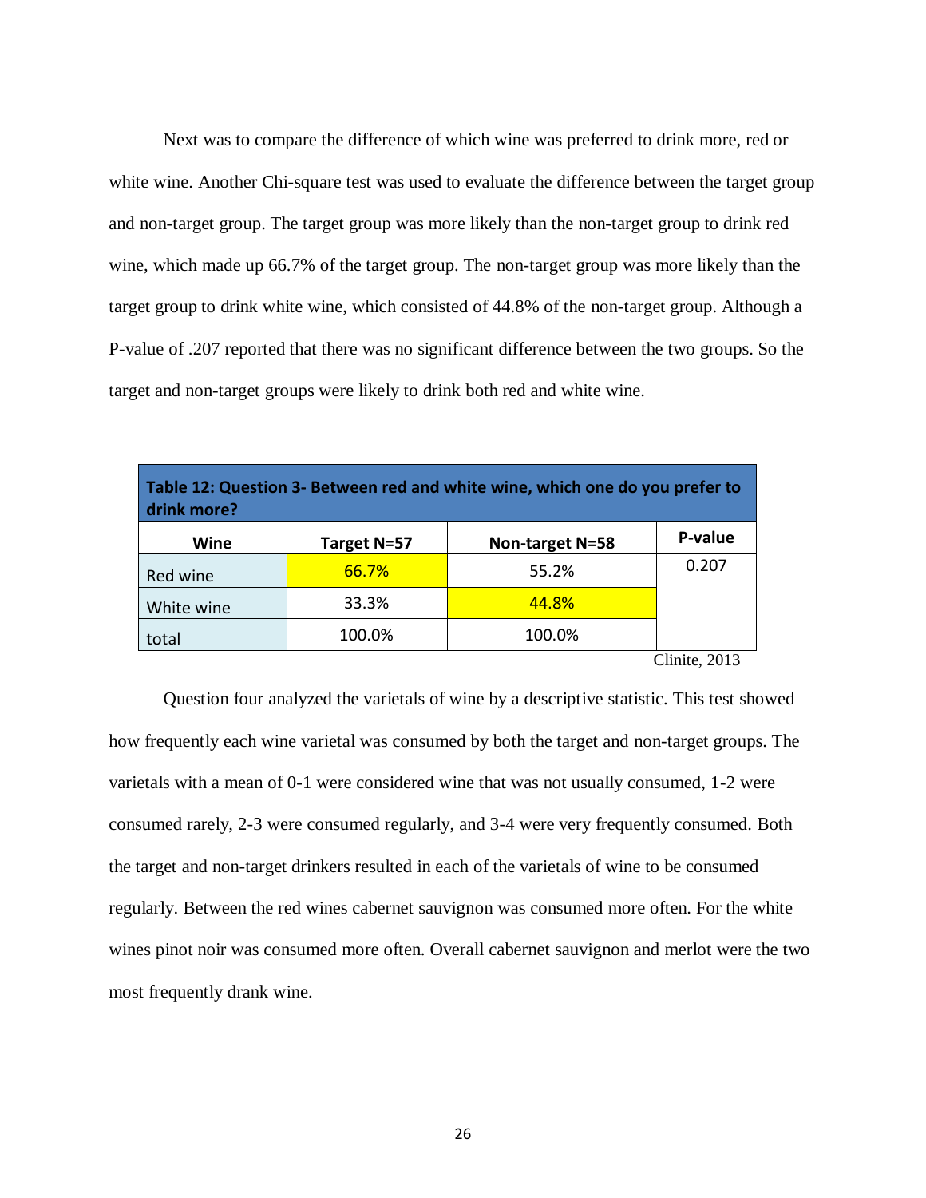Next was to compare the difference of which wine was preferred to drink more, red or white wine. Another Chi-square test was used to evaluate the difference between the target group and non-target group. The target group was more likely than the non-target group to drink red wine, which made up 66.7% of the target group. The non-target group was more likely than the target group to drink white wine, which consisted of 44.8% of the non-target group. Although a P-value of .207 reported that there was no significant difference between the two groups. So the target and non-target groups were likely to drink both red and white wine.

**Table 12: Question 3- Between red and white wine, which one do you prefer to drink more?**

| Wine | Target N=57 | Non-target N=58 | P-value |
|---|---|---|---|
| Red wine | 66.7% | 55.2% | 0.207 |
| White wine | 33.3% | 44.8% | |
| total | 100.0% | 100.0% | |

Clinite, 2013

Question four analyzed the varietals of wine by a descriptive statistic. This test showed how frequently each wine varietal was consumed by both the target and non-target groups. The varietals with a mean of 0-1 were considered wine that was not usually consumed, 1-2 were consumed rarely, 2-3 were consumed regularly, and 3-4 were very frequently consumed. Both the target and non-target drinkers resulted in each of the varietals of wine to be consumed regularly. Between the red wines cabernet sauvignon was consumed more often. For the white wines pinot noir was consumed more often. Overall cabernet sauvignon and merlot were the two most frequently drank wine.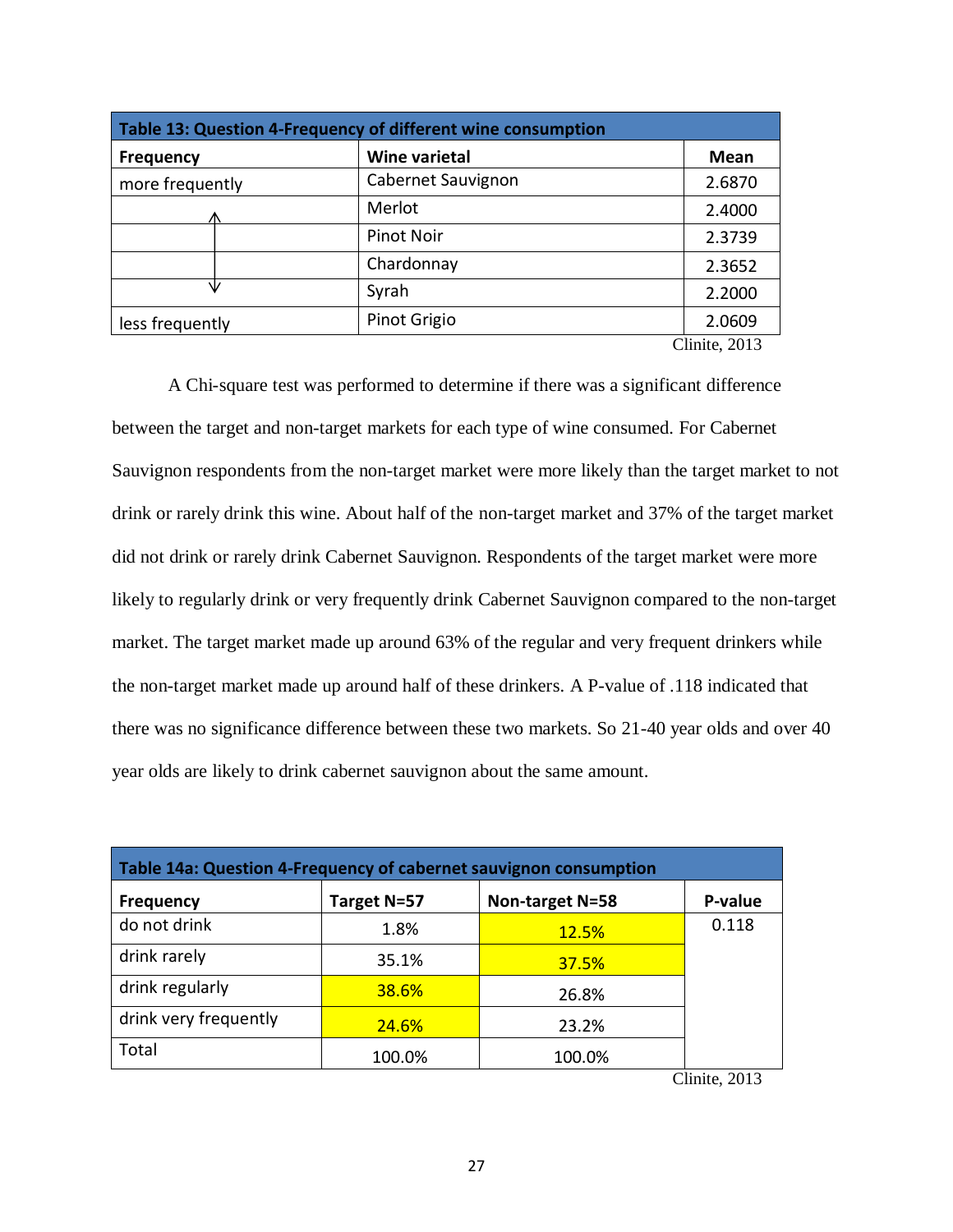| Table 13: Question 4-Frequency of different wine consumption | | |
|---|---|---|
| **Frequency** | **Wine varietal** | **Mean** |
| more frequently | Cabernet Sauvignon | 2.6870 |
| ↑ | Merlot | 2.4000 |
| | Pinot Noir | 2.3739 |
| | Chardonnay | 2.3652 |
| ↓ | Syrah | 2.2000 |
| less frequently | Pinot Grigio | 2.0609 |

Clinite, 2013

A Chi-square test was performed to determine if there was a significant difference between the target and non-target markets for each type of wine consumed. For Cabernet Sauvignon respondents from the non-target market were more likely than the target market to not drink or rarely drink this wine. About half of the non-target market and 37% of the target market did not drink or rarely drink Cabernet Sauvignon. Respondents of the target market were more likely to regularly drink or very frequently drink Cabernet Sauvignon compared to the non-target market. The target market made up around 63% of the regular and very frequent drinkers while the non-target market made up around half of these drinkers. A P-value of .118 indicated that there was no significance difference between these two markets. So 21-40 year olds and over 40 year olds are likely to drink cabernet sauvignon about the same amount.

| Table 14a: Question 4-Frequency of cabernet sauvignon consumption | | | |
|---|---|---|---|
| **Frequency** | **Target N=57** | **Non-target N=58** | **P-value** |
| do not drink | 1.8% | 12.5% | 0.118 |
| drink rarely | 35.1% | 37.5% | |
| drink regularly | 38.6% | 26.8% | |
| drink very frequently | 24.6% | 23.2% | |
| Total | 100.0% | 100.0% | |

Clinite, 2013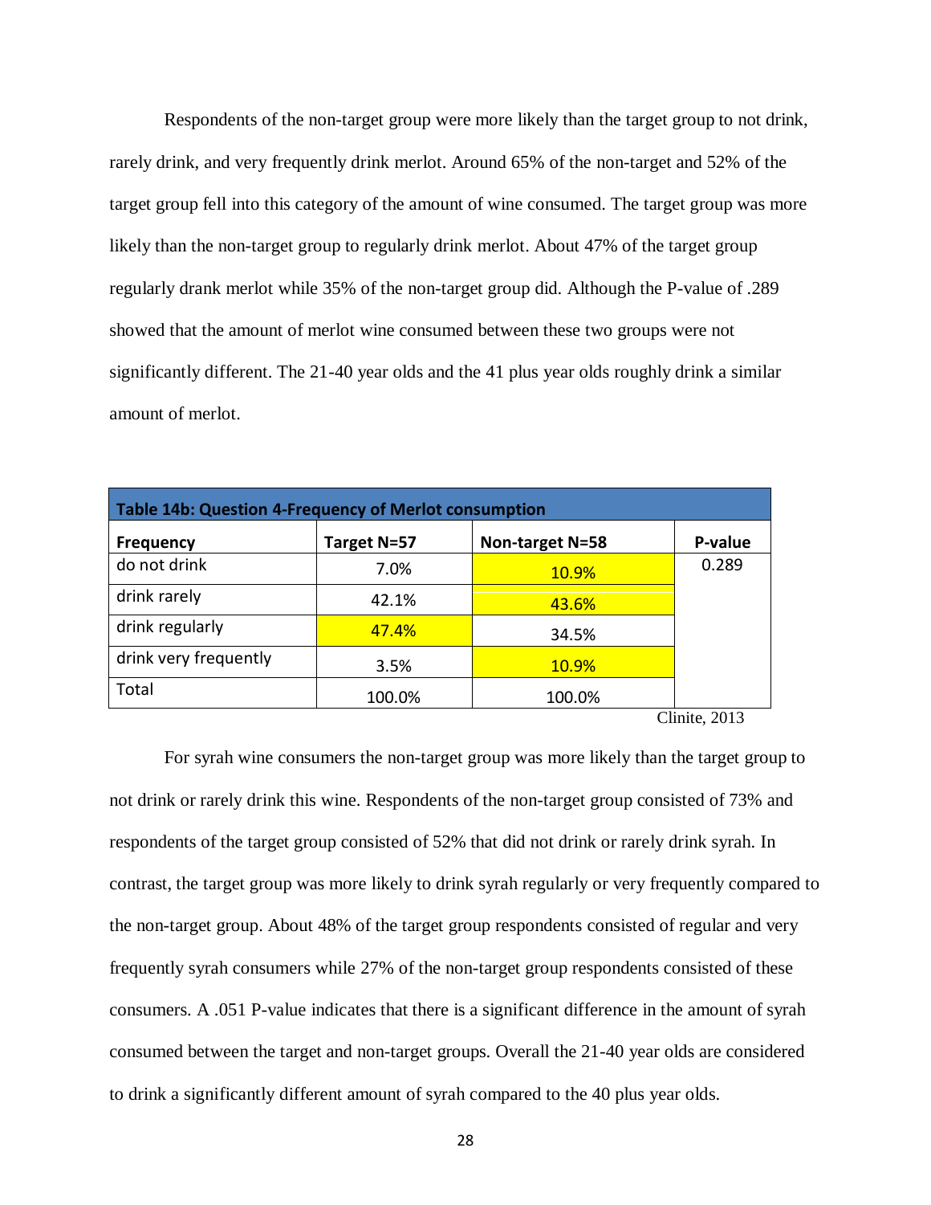Respondents of the non-target group were more likely than the target group to not drink, rarely drink, and very frequently drink merlot. Around 65% of the non-target and 52% of the target group fell into this category of the amount of wine consumed. The target group was more likely than the non-target group to regularly drink merlot. About 47% of the target group regularly drank merlot while 35% of the non-target group did. Although the P-value of .289 showed that the amount of merlot wine consumed between these two groups were not significantly different. The 21-40 year olds and the 41 plus year olds roughly drink a similar amount of merlot.

**Table 14b: Question 4-Frequency of Merlot consumption**

| Frequency | Target N=57 | Non-target N=58 | P-value |
|---|---|---|---|
| do not drink | 7.0% | 10.9% | 0.289 |
| drink rarely | 42.1% | 43.6% | |
| drink regularly | 47.4% | 34.5% | |
| drink very frequently | 3.5% | 10.9% | |
| Total | 100.0% | 100.0% | |

Clinite, 2013

For syrah wine consumers the non-target group was more likely than the target group to not drink or rarely drink this wine. Respondents of the non-target group consisted of 73% and respondents of the target group consisted of 52% that did not drink or rarely drink syrah. In contrast, the target group was more likely to drink syrah regularly or very frequently compared to the non-target group. About 48% of the target group respondents consisted of regular and very frequently syrah consumers while 27% of the non-target group respondents consisted of these consumers. A .051 P-value indicates that there is a significant difference in the amount of syrah consumed between the target and non-target groups. Overall the 21-40 year olds are considered to drink a significantly different amount of syrah compared to the 40 plus year olds.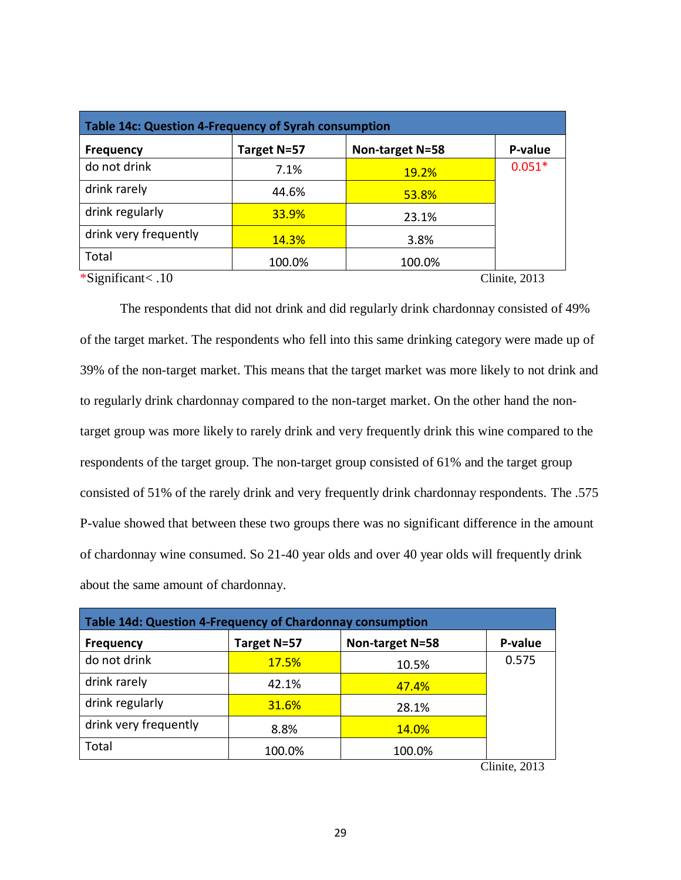| Table 14c: Question 4-Frequency of Syrah consumption | | | |
|---|---|---|---|
| **Frequency** | **Target N=57** | **Non-target N=58** | **P-value** |
| do not drink | 7.1% | 19.2% | 0.051* |
| drink rarely | 44.6% | 53.8% | |
| drink regularly | 33.9% | 23.1% | |
| drink very frequently | 14.3% | 3.8% | |
| Total | 100.0% | 100.0% | |

*Significant< .10

Clinite, 2013

The respondents that did not drink and did regularly drink chardonnay consisted of 49% of the target market. The respondents who fell into this same drinking category were made up of 39% of the non-target market. This means that the target market was more likely to not drink and to regularly drink chardonnay compared to the non-target market. On the other hand the non-target group was more likely to rarely drink and very frequently drink this wine compared to the respondents of the target group. The non-target group consisted of 61% and the target group consisted of 51% of the rarely drink and very frequently drink chardonnay respondents. The .575 P-value showed that between these two groups there was no significant difference in the amount of chardonnay wine consumed. So 21-40 year olds and over 40 year olds will frequently drink about the same amount of chardonnay.

| Table 14d: Question 4-Frequency of Chardonnay consumption | | | |
|---|---|---|---|
| **Frequency** | **Target N=57** | **Non-target N=58** | **P-value** |
| do not drink | 17.5% | 10.5% | 0.575 |
| drink rarely | 42.1% | 47.4% | |
| drink regularly | 31.6% | 28.1% | |
| drink very frequently | 8.8% | 14.0% | |
| Total | 100.0% | 100.0% | |

Clinite, 2013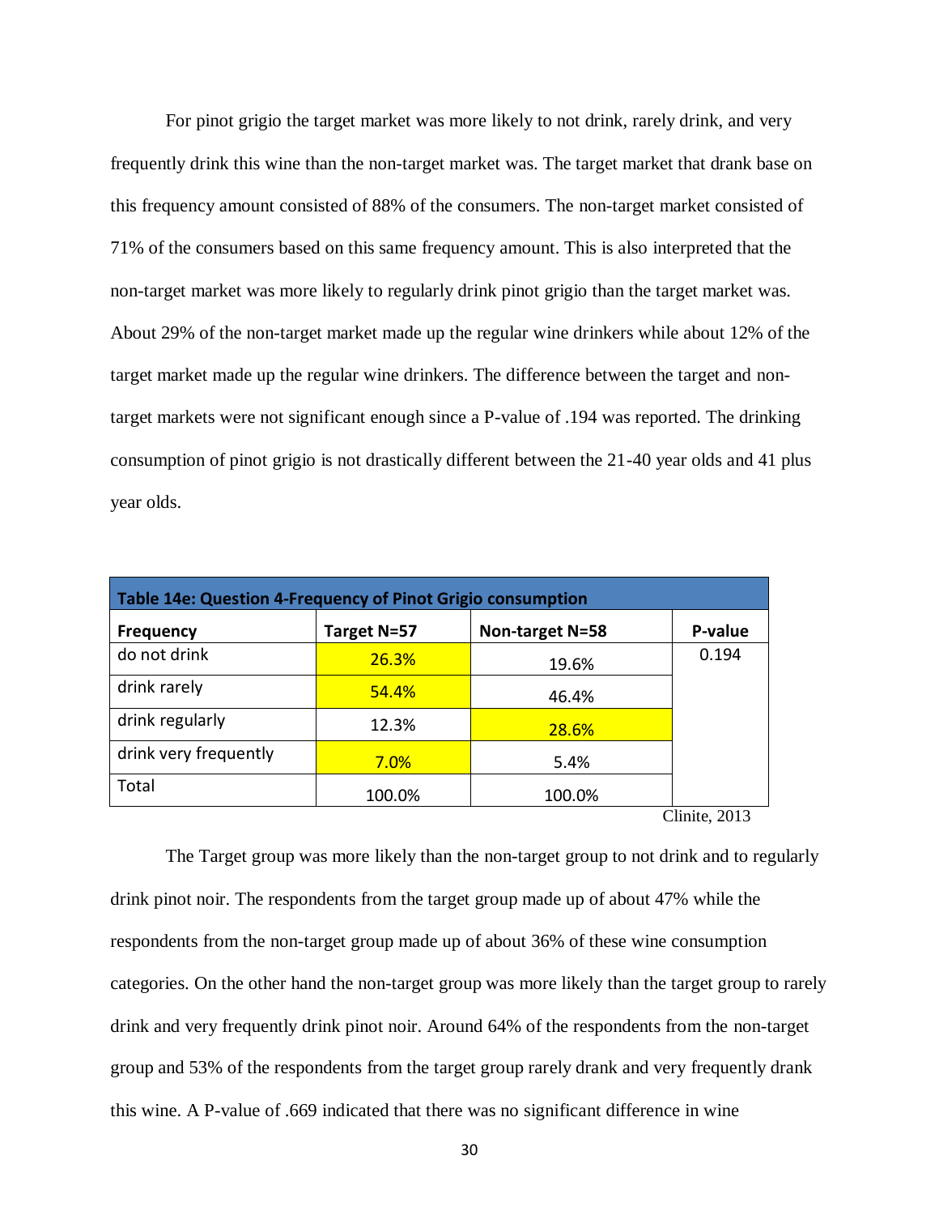For pinot grigio the target market was more likely to not drink, rarely drink, and very frequently drink this wine than the non-target market was. The target market that drank base on this frequency amount consisted of 88% of the consumers. The non-target market consisted of 71% of the consumers based on this same frequency amount. This is also interpreted that the non-target market was more likely to regularly drink pinot grigio than the target market was. About 29% of the non-target market made up the regular wine drinkers while about 12% of the target market made up the regular wine drinkers. The difference between the target and non-target markets were not significant enough since a P-value of .194 was reported. The drinking consumption of pinot grigio is not drastically different between the 21-40 year olds and 41 plus year olds.

**Table 14e: Question 4-Frequency of Pinot Grigio consumption**

| Frequency | Target N=57 | Non-target N=58 | P-value |
|---|---|---|---|
| do not drink | 26.3% | 19.6% | 0.194 |
| drink rarely | 54.4% | 46.4% | |
| drink regularly | 12.3% | 28.6% | |
| drink very frequently | 7.0% | 5.4% | |
| Total | 100.0% | 100.0% | |

Clinite, 2013

The Target group was more likely than the non-target group to not drink and to regularly drink pinot noir. The respondents from the target group made up of about 47% while the respondents from the non-target group made up of about 36% of these wine consumption categories. On the other hand the non-target group was more likely than the target group to rarely drink and very frequently drink pinot noir. Around 64% of the respondents from the non-target group and 53% of the respondents from the target group rarely drank and very frequently drank this wine. A P-value of .669 indicated that there was no significant difference in wine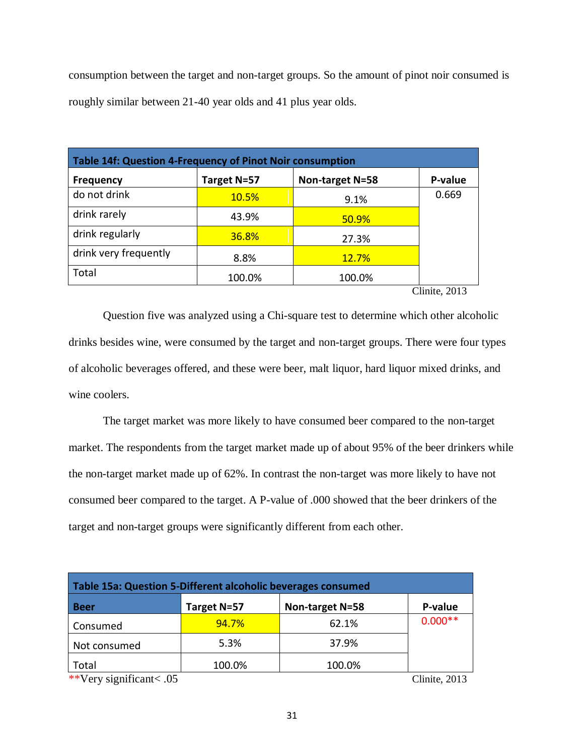consumption between the target and non-target groups. So the amount of pinot noir consumed is roughly similar between 21-40 year olds and 41 plus year olds.

| Table 14f: Question 4-Frequency of Pinot Noir consumption | | | |
|---|---|---|---|
| **Frequency** | **Target N=57** | **Non-target N=58** | **P-value** |
| do not drink | 10.5% | 9.1% | 0.669 |
| drink rarely | 43.9% | 50.9% | |
| drink regularly | 36.8% | 27.3% | |
| drink very frequently | 8.8% | 12.7% | |
| Total | 100.0% | 100.0% | |

Clinite, 2013

Question five was analyzed using a Chi-square test to determine which other alcoholic drinks besides wine, were consumed by the target and non-target groups. There were four types of alcoholic beverages offered, and these were beer, malt liquor, hard liquor mixed drinks, and wine coolers.

The target market was more likely to have consumed beer compared to the non-target market. The respondents from the target market made up of about 95% of the beer drinkers while the non-target market made up of 62%. In contrast the non-target was more likely to have not consumed beer compared to the target. A P-value of .000 showed that the beer drinkers of the target and non-target groups were significantly different from each other.

| Table 15a: Question 5-Different alcoholic beverages consumed | | | |
|---|---|---|---|
| **Beer** | **Target N=57** | **Non-target N=58** | **P-value** |
| Consumed | 94.7% | 62.1% | 0.000** |
| Not consumed | 5.3% | 37.9% | |
| Total | 100.0% | 100.0% | |

**Very significant< .05

Clinite, 2013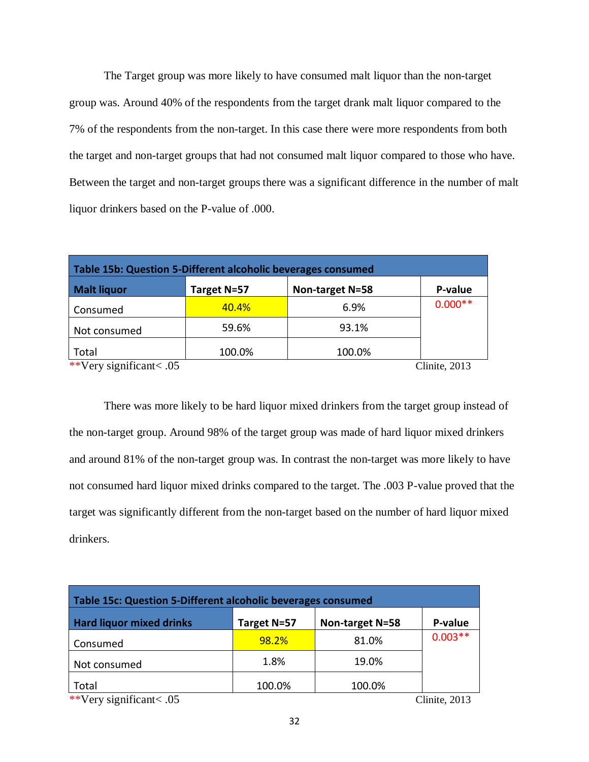The Target group was more likely to have consumed malt liquor than the non-target group was. Around 40% of the respondents from the target drank malt liquor compared to the 7% of the respondents from the non-target. In this case there were more respondents from both the target and non-target groups that had not consumed malt liquor compared to those who have. Between the target and non-target groups there was a significant difference in the number of malt liquor drinkers based on the P-value of .000.

**Table 15b: Question 5-Different alcoholic beverages consumed**

| Malt liquor | Target N=57 | Non-target N=58 | P-value |
|---|---|---|---|
| Consumed | 40.4% | 6.9% | 0.000** |
| Not consumed | 59.6% | 93.1% | |
| Total | 100.0% | 100.0% | |

**Very significant< .05 Clinite, 2013

There was more likely to be hard liquor mixed drinkers from the target group instead of the non-target group. Around 98% of the target group was made of hard liquor mixed drinkers and around 81% of the non-target group was. In contrast the non-target was more likely to have not consumed hard liquor mixed drinks compared to the target. The .003 P-value proved that the target was significantly different from the non-target based on the number of hard liquor mixed drinkers.

**Table 15c: Question 5-Different alcoholic beverages consumed**

| Hard liquor mixed drinks | Target N=57 | Non-target N=58 | P-value |
|---|---|---|---|
| Consumed | 98.2% | 81.0% | 0.003** |
| Not consumed | 1.8% | 19.0% | |
| Total | 100.0% | 100.0% | |

**Very significant< .05 Clinite, 2013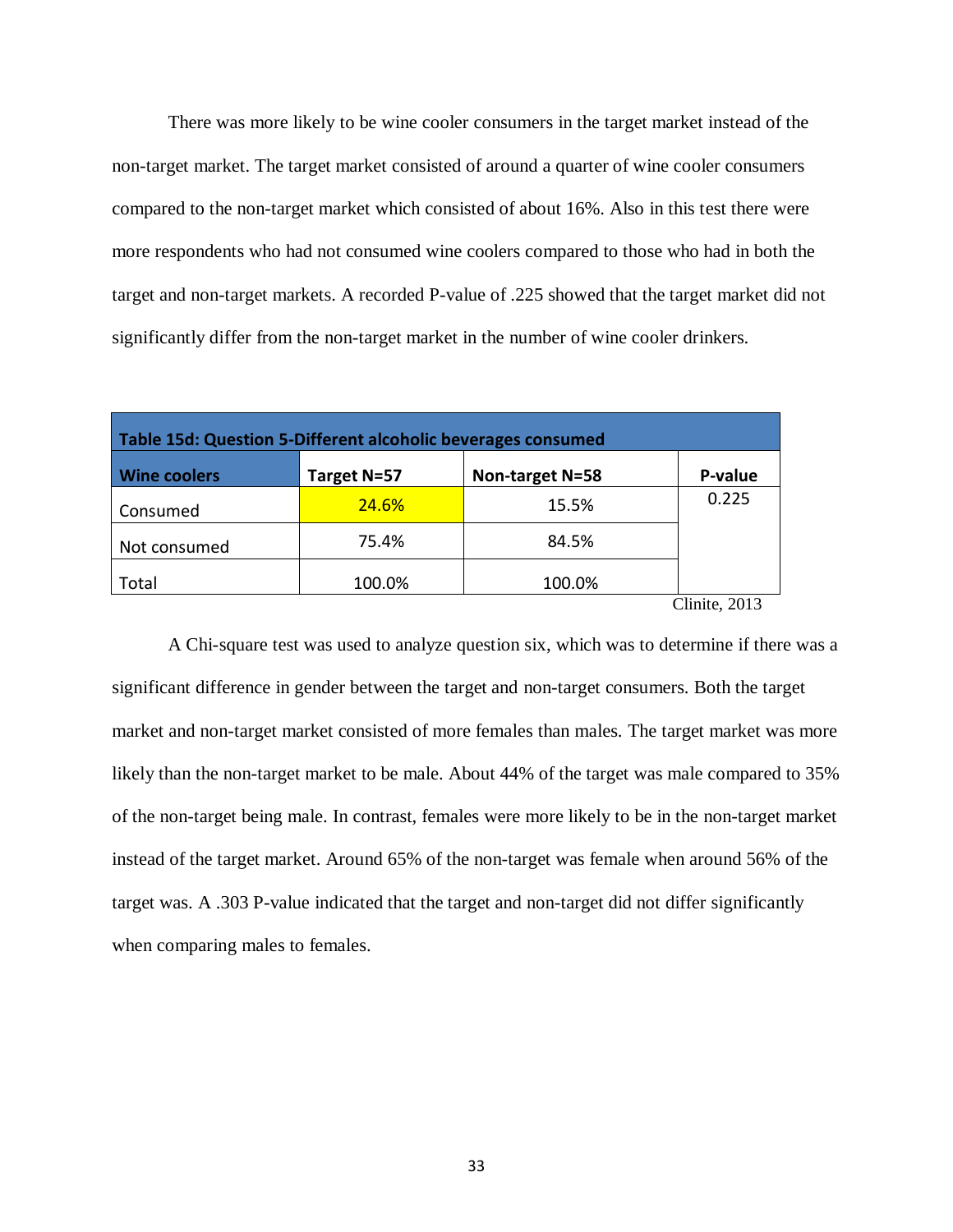There was more likely to be wine cooler consumers in the target market instead of the non-target market. The target market consisted of around a quarter of wine cooler consumers compared to the non-target market which consisted of about 16%. Also in this test there were more respondents who had not consumed wine coolers compared to those who had in both the target and non-target markets. A recorded P-value of .225 showed that the target market did not significantly differ from the non-target market in the number of wine cooler drinkers.

| **Table 15d: Question 5-Different alcoholic beverages consumed** | | | |
|---|---|---|---|
| **Wine coolers** | **Target N=57** | **Non-target N=58** | **P-value** |
| Consumed | 24.6% | 15.5% | 0.225 |
| Not consumed | 75.4% | 84.5% | |
| Total | 100.0% | 100.0% | |

Clinite, 2013

A Chi-square test was used to analyze question six, which was to determine if there was a significant difference in gender between the target and non-target consumers. Both the target market and non-target market consisted of more females than males. The target market was more likely than the non-target market to be male. About 44% of the target was male compared to 35% of the non-target being male. In contrast, females were more likely to be in the non-target market instead of the target market. Around 65% of the non-target was female when around 56% of the target was. A .303 P-value indicated that the target and non-target did not differ significantly when comparing males to females.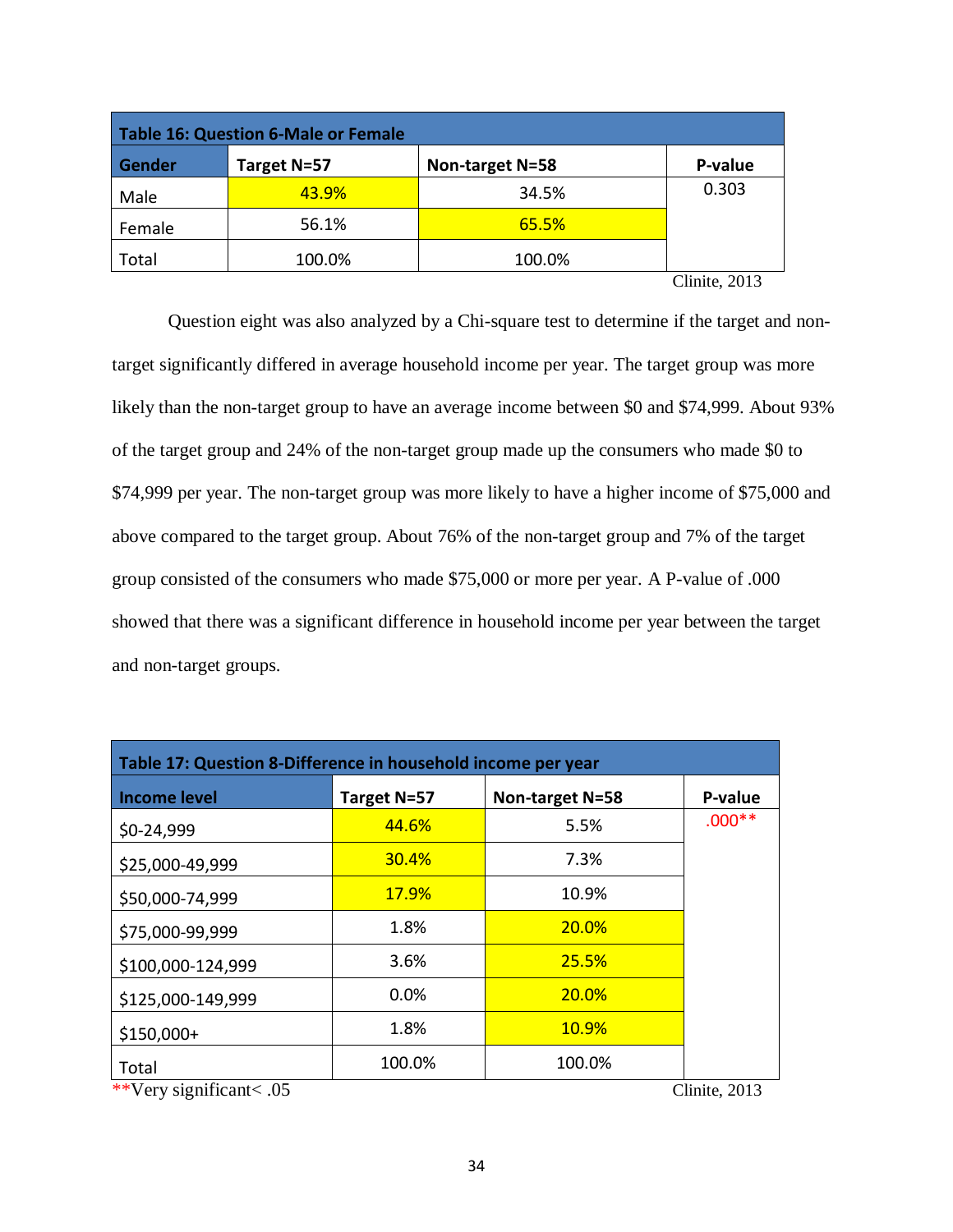| Table 16: Question 6-Male or Female | | | |
|---|---|---|---|
| **Gender** | **Target N=57** | **Non-target N=58** | **P-value** |
| Male | 43.9% | 34.5% | 0.303 |
| Female | 56.1% | 65.5% | |
| Total | 100.0% | 100.0% | |

Clinite, 2013

Question eight was also analyzed by a Chi-square test to determine if the target and non-target significantly differed in average household income per year. The target group was more likely than the non-target group to have an average income between $0 and $74,999. About 93% of the target group and 24% of the non-target group made up the consumers who made $0 to $74,999 per year. The non-target group was more likely to have a higher income of $75,000 and above compared to the target group. About 76% of the non-target group and 7% of the target group consisted of the consumers who made $75,000 or more per year. A P-value of .000 showed that there was a significant difference in household income per year between the target and non-target groups.

| Table 17: Question 8-Difference in household income per year | | | |
|---|---|---|---|
| **Income level** | **Target N=57** | **Non-target N=58** | **P-value** |
| $0-24,999 | 44.6% | 5.5% | .000** |
| $25,000-49,999 | 30.4% | 7.3% | |
| $50,000-74,999 | 17.9% | 10.9% | |
| $75,000-99,999 | 1.8% | 20.0% | |
| $100,000-124,999 | 3.6% | 25.5% | |
| $125,000-149,999 | 0.0% | 20.0% | |
| $150,000+ | 1.8% | 10.9% | |
| Total | 100.0% | 100.0% | |

**Very significant< .05

Clinite, 2013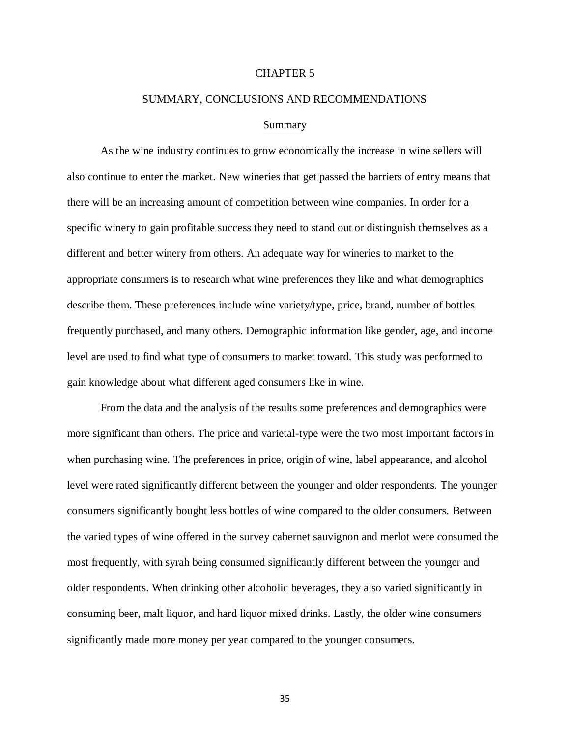# CHAPTER 5

# SUMMARY, CONCLUSIONS AND RECOMMENDATIONS

## Summary

As the wine industry continues to grow economically the increase in wine sellers will also continue to enter the market. New wineries that get passed the barriers of entry means that there will be an increasing amount of competition between wine companies. In order for a specific winery to gain profitable success they need to stand out or distinguish themselves as a different and better winery from others. An adequate way for wineries to market to the appropriate consumers is to research what wine preferences they like and what demographics describe them. These preferences include wine variety/type, price, brand, number of bottles frequently purchased, and many others. Demographic information like gender, age, and income level are used to find what type of consumers to market toward. This study was performed to gain knowledge about what different aged consumers like in wine.

From the data and the analysis of the results some preferences and demographics were more significant than others. The price and varietal-type were the two most important factors in when purchasing wine. The preferences in price, origin of wine, label appearance, and alcohol level were rated significantly different between the younger and older respondents. The younger consumers significantly bought less bottles of wine compared to the older consumers. Between the varied types of wine offered in the survey cabernet sauvignon and merlot were consumed the most frequently, with syrah being consumed significantly different between the younger and older respondents. When drinking other alcoholic beverages, they also varied significantly in consuming beer, malt liquor, and hard liquor mixed drinks. Lastly, the older wine consumers significantly made more money per year compared to the younger consumers.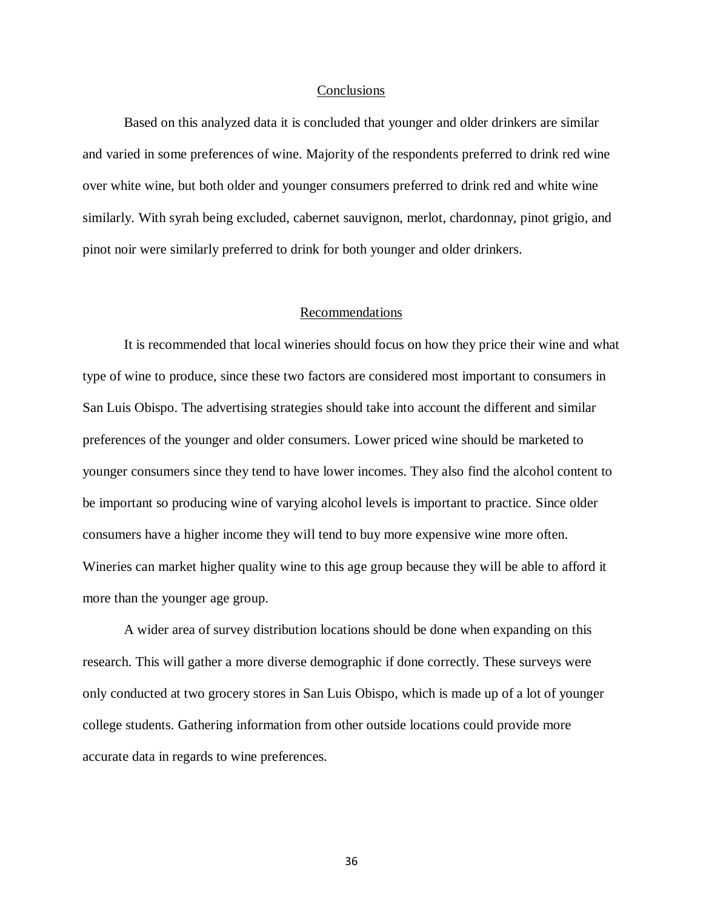## Conclusions

Based on this analyzed data it is concluded that younger and older drinkers are similar and varied in some preferences of wine. Majority of the respondents preferred to drink red wine over white wine, but both older and younger consumers preferred to drink red and white wine similarly. With syrah being excluded, cabernet sauvignon, merlot, chardonnay, pinot grigio, and pinot noir were similarly preferred to drink for both younger and older drinkers.

## Recommendations

It is recommended that local wineries should focus on how they price their wine and what type of wine to produce, since these two factors are considered most important to consumers in San Luis Obispo. The advertising strategies should take into account the different and similar preferences of the younger and older consumers. Lower priced wine should be marketed to younger consumers since they tend to have lower incomes. They also find the alcohol content to be important so producing wine of varying alcohol levels is important to practice. Since older consumers have a higher income they will tend to buy more expensive wine more often. Wineries can market higher quality wine to this age group because they will be able to afford it more than the younger age group.

A wider area of survey distribution locations should be done when expanding on this research. This will gather a more diverse demographic if done correctly. These surveys were only conducted at two grocery stores in San Luis Obispo, which is made up of a lot of younger college students. Gathering information from other outside locations could provide more accurate data in regards to wine preferences.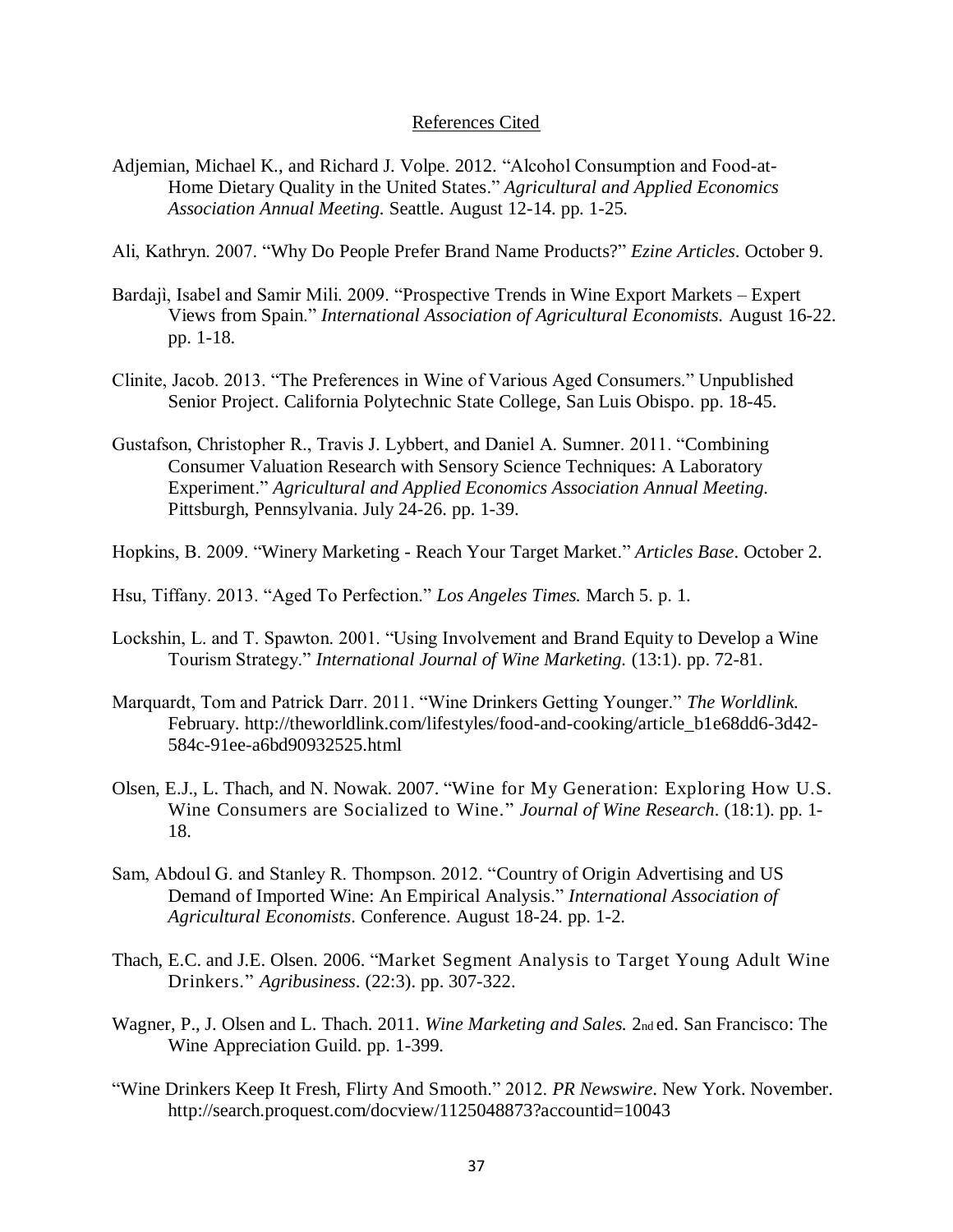## References Cited

Adjemian, Michael K., and Richard J. Volpe. 2012. "Alcohol Consumption and Food-at-Home Dietary Quality in the United States." *Agricultural and Applied Economics Association Annual Meeting.* Seattle. August 12-14. pp. 1-25.

Ali, Kathryn. 2007. "Why Do People Prefer Brand Name Products?" *Ezine Articles*. October 9.

Bardajì, Isabel and Samir Mili. 2009. "Prospective Trends in Wine Export Markets – Expert Views from Spain." *International Association of Agricultural Economists.* August 16-22. pp. 1-18.

Clinite, Jacob. 2013. "The Preferences in Wine of Various Aged Consumers." Unpublished Senior Project. California Polytechnic State College, San Luis Obispo. pp. 18-45.

Gustafson, Christopher R., Travis J. Lybbert, and Daniel A. Sumner. 2011. "Combining Consumer Valuation Research with Sensory Science Techniques: A Laboratory Experiment." *Agricultural and Applied Economics Association Annual Meeting.* Pittsburgh, Pennsylvania. July 24-26. pp. 1-39.

Hopkins, B. 2009. "Winery Marketing - Reach Your Target Market." *Articles Base*. October 2.

Hsu, Tiffany. 2013. "Aged To Perfection." *Los Angeles Times.* March 5. p. 1.

Lockshin, L. and T. Spawton. 2001. "Using Involvement and Brand Equity to Develop a Wine Tourism Strategy." *International Journal of Wine Marketing.* (13:1). pp. 72-81.

Marquardt, Tom and Patrick Darr. 2011. "Wine Drinkers Getting Younger." *The Worldlink.* February. http://theworldlink.com/lifestyles/food-and-cooking/article_b1e68dd6-3d42-584c-91ee-a6bd90932525.html

Olsen, E.J., L. Thach, and N. Nowak. 2007. "Wine for My Generation: Exploring How U.S. Wine Consumers are Socialized to Wine." *Journal of Wine Research*. (18:1). pp. 1-18.

Sam, Abdoul G. and Stanley R. Thompson. 2012. "Country of Origin Advertising and US Demand of Imported Wine: An Empirical Analysis." *International Association of Agricultural Economists*. Conference. August 18-24. pp. 1-2.

Thach, E.C. and J.E. Olsen. 2006. "Market Segment Analysis to Target Young Adult Wine Drinkers." *Agribusiness*. (22:3). pp. 307-322.

Wagner, P., J. Olsen and L. Thach. 2011. *Wine Marketing and Sales.* 2nd ed. San Francisco: The Wine Appreciation Guild. pp. 1-399.

"Wine Drinkers Keep It Fresh, Flirty And Smooth." 2012. *PR Newswire*. New York. November. http://search.proquest.com/docview/1125048873?accountid=10043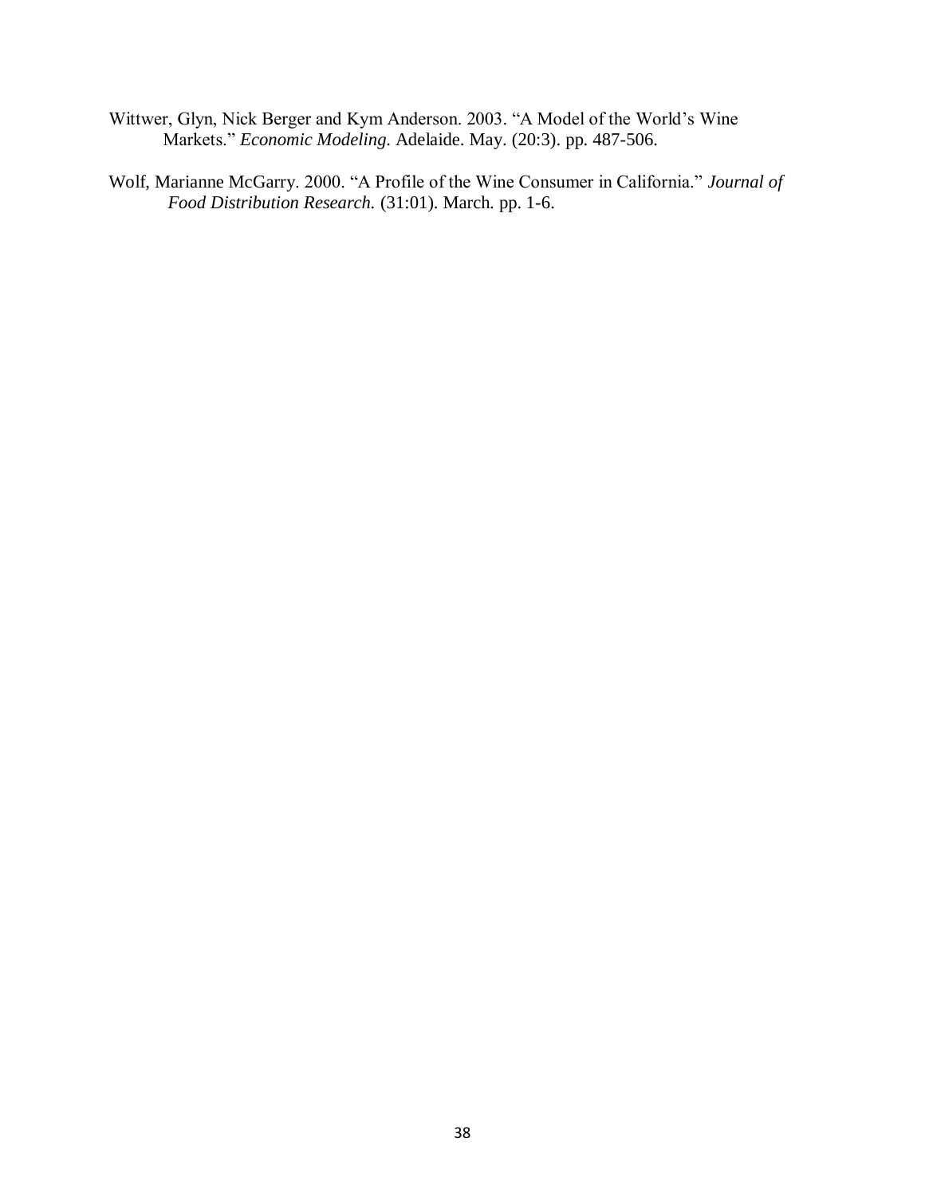Wittwer, Glyn, Nick Berger and Kym Anderson. 2003. "A Model of the World's Wine Markets." *Economic Modeling.* Adelaide. May. (20:3). pp. 487-506.

Wolf, Marianne McGarry. 2000. "A Profile of the Wine Consumer in California." *Journal of Food Distribution Research.* (31:01). March. pp. 1-6.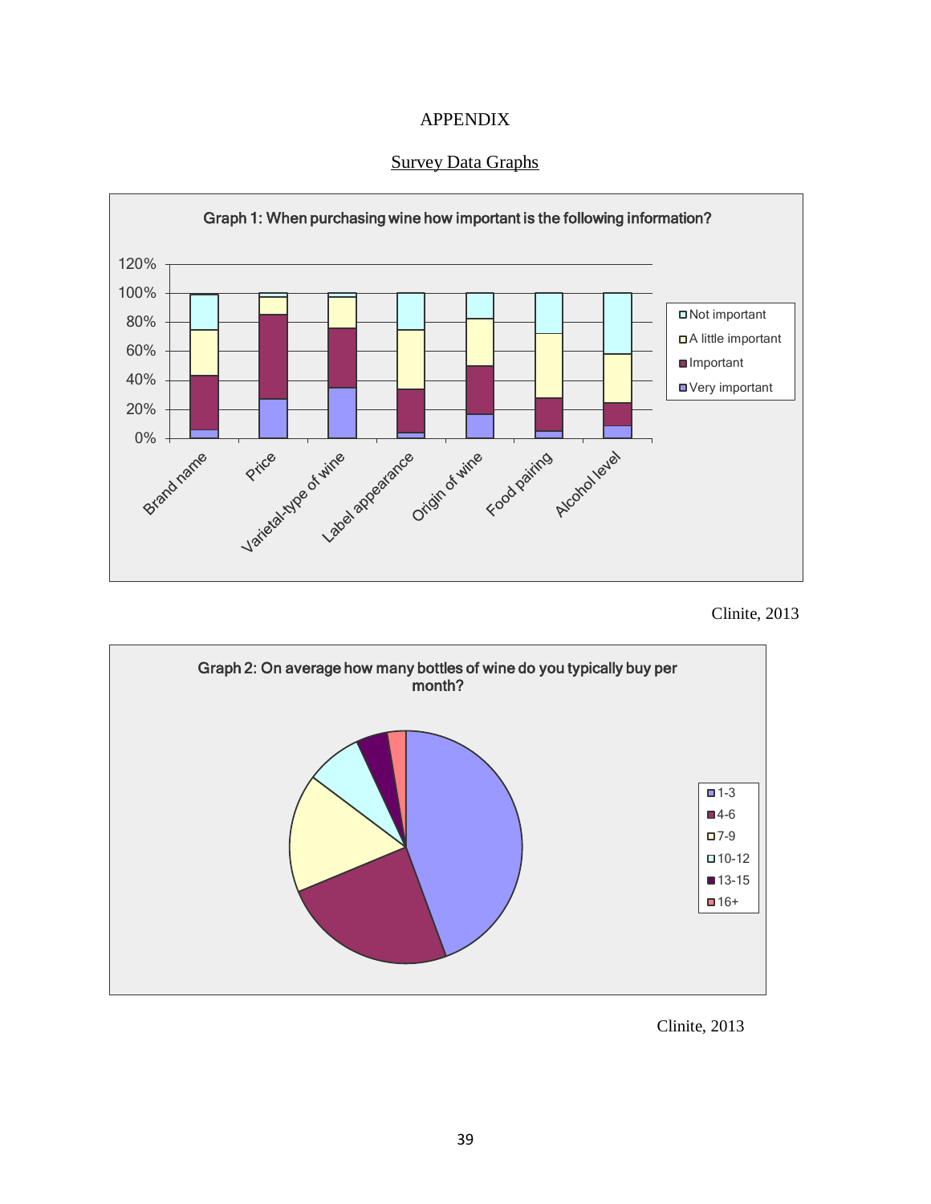# APPENDIX

## Survey Data Graphs

**Graph 1: When purchasing wine how important is the following information?**

Categories: Brand name, Price, Varietal-type of wine, Label appearance, Origin of wine, Food pairing, Alcohol level

Legend: Not important, A little important, Important, Very important

Clinite, 2013

**Graph 2: On average how many bottles of wine do you typically buy per month?**

Legend: 1-3, 4-6, 7-9, 10-12, 13-15, 16+

Clinite, 2013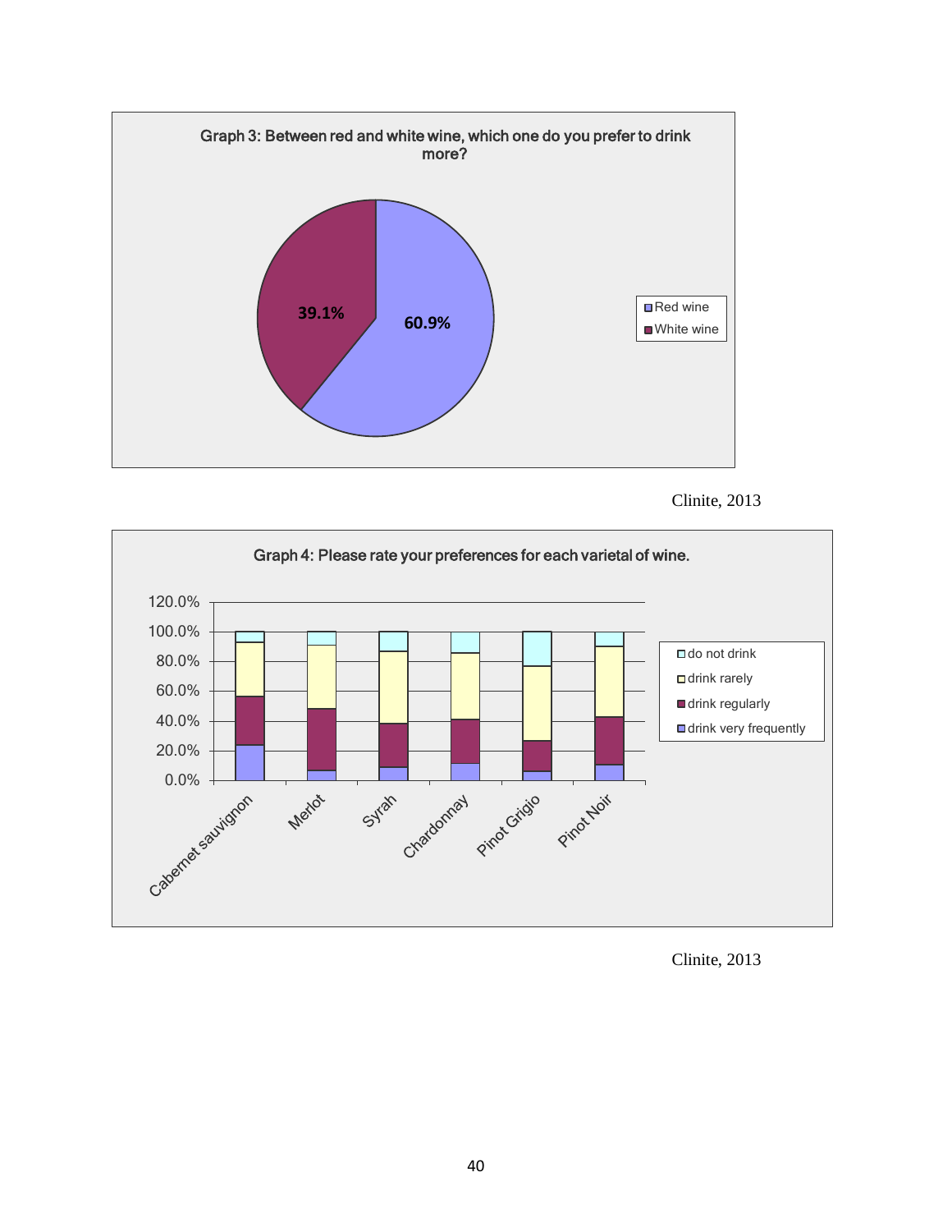**Graph 3: Between red and white wine, which one do you prefer to drink more?**

| | Percentage |
|---|---|
| Red wine | 60.9% |
| White wine | 39.1% |

Clinite, 2013

**Graph 4: Please rate your preferences for each varietal of wine.**

Clinite, 2013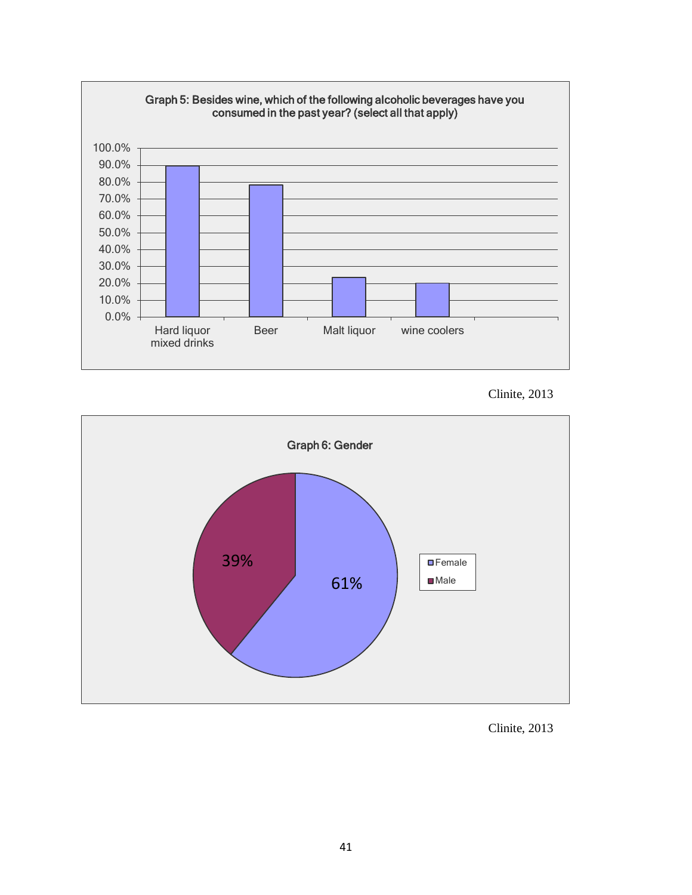**Graph 5: Besides wine, which of the following alcoholic beverages have you consumed in the past year? (select all that apply)**

| Beverage | Percentage (approx.) |
|---|---|
| Hard liquor mixed drinks | ~89% |
| Beer | ~78% |
| Malt liquor | ~23% |
| wine coolers | ~20% |

Clinite, 2013

**Graph 6: Gender**

| Gender | Percentage |
|---|---|
| Female | 61% |
| Male | 39% |

Clinite, 2013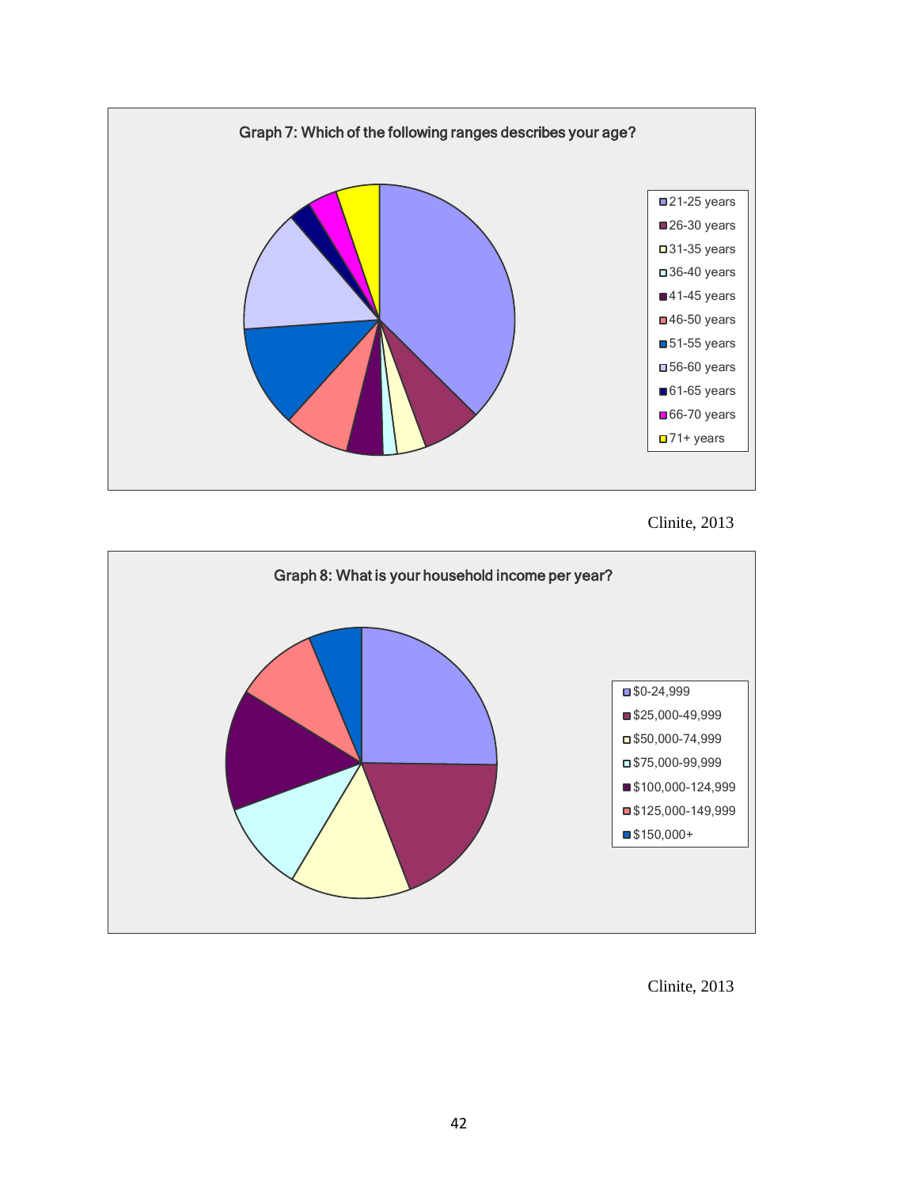**Graph 7: Which of the following ranges describes your age?**

- 21-25 years
- 26-30 years
- 31-35 years
- 36-40 years
- 41-45 years
- 46-50 years
- 51-55 years
- 56-60 years
- 61-65 years
- 66-70 years
- 71+ years

Clinite, 2013

**Graph 8: What is your household income per year?**

- $0-24,999
- $25,000-49,999
- $50,000-74,999
- $75,000-99,999
- $100,000-124,999
- $125,000-149,999
- $150,000+

Clinite, 2013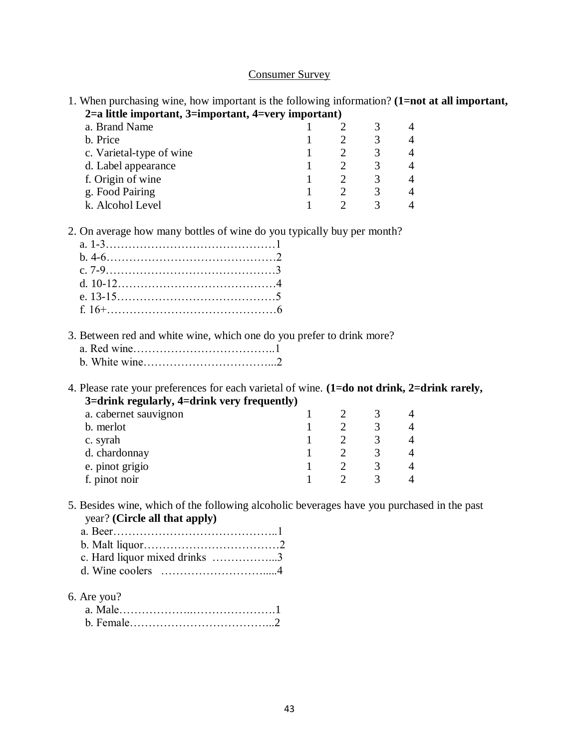## Consumer Survey

1. When purchasing wine, how important is the following information? **(1=not at all important, 2=a little important, 3=important, 4=very important)**

| | | | | |
|---|---|---|---|---|
| a. Brand Name | 1 | 2 | 3 | 4 |
| b. Price | 1 | 2 | 3 | 4 |
| c. Varietal-type of wine | 1 | 2 | 3 | 4 |
| d. Label appearance | 1 | 2 | 3 | 4 |
| f. Origin of wine | 1 | 2 | 3 | 4 |
| g. Food Pairing | 1 | 2 | 3 | 4 |
| k. Alcohol Level | 1 | 2 | 3 | 4 |

2. On average how many bottles of wine do you typically buy per month?
   - a. 1-3……………………………………1
   - b. 4-6……………………………………2
   - c. 7-9……………………………………3
   - d. 10-12…………………………………4
   - e. 13-15…………………………………5
   - f. 16+……………………………………6

3. Between red and white wine, which one do you prefer to drink more?
   - a. Red wine………………………………..1
   - b. White wine……………………………...2

4. Please rate your preferences for each varietal of wine. **(1=do not drink, 2=drink rarely, 3=drink regularly, 4=drink very frequently)**

| | | | | |
|---|---|---|---|---|
| a. cabernet sauvignon | 1 | 2 | 3 | 4 |
| b. merlot | 1 | 2 | 3 | 4 |
| c. syrah | 1 | 2 | 3 | 4 |
| d. chardonnay | 1 | 2 | 3 | 4 |
| e. pinot grigio | 1 | 2 | 3 | 4 |
| f. pinot noir | 1 | 2 | 3 | 4 |

5. Besides wine, which of the following alcoholic beverages have you purchased in the past year? **(Circle all that apply)**
   - a. Beer……………………………………..1
   - b. Malt liquor………………………………2
   - c. Hard liquor mixed drinks ……………...3
   - d. Wine coolers ………………………….....4

6. Are you?
   - a. Male………………..…………………1
   - b. Female………………………………...2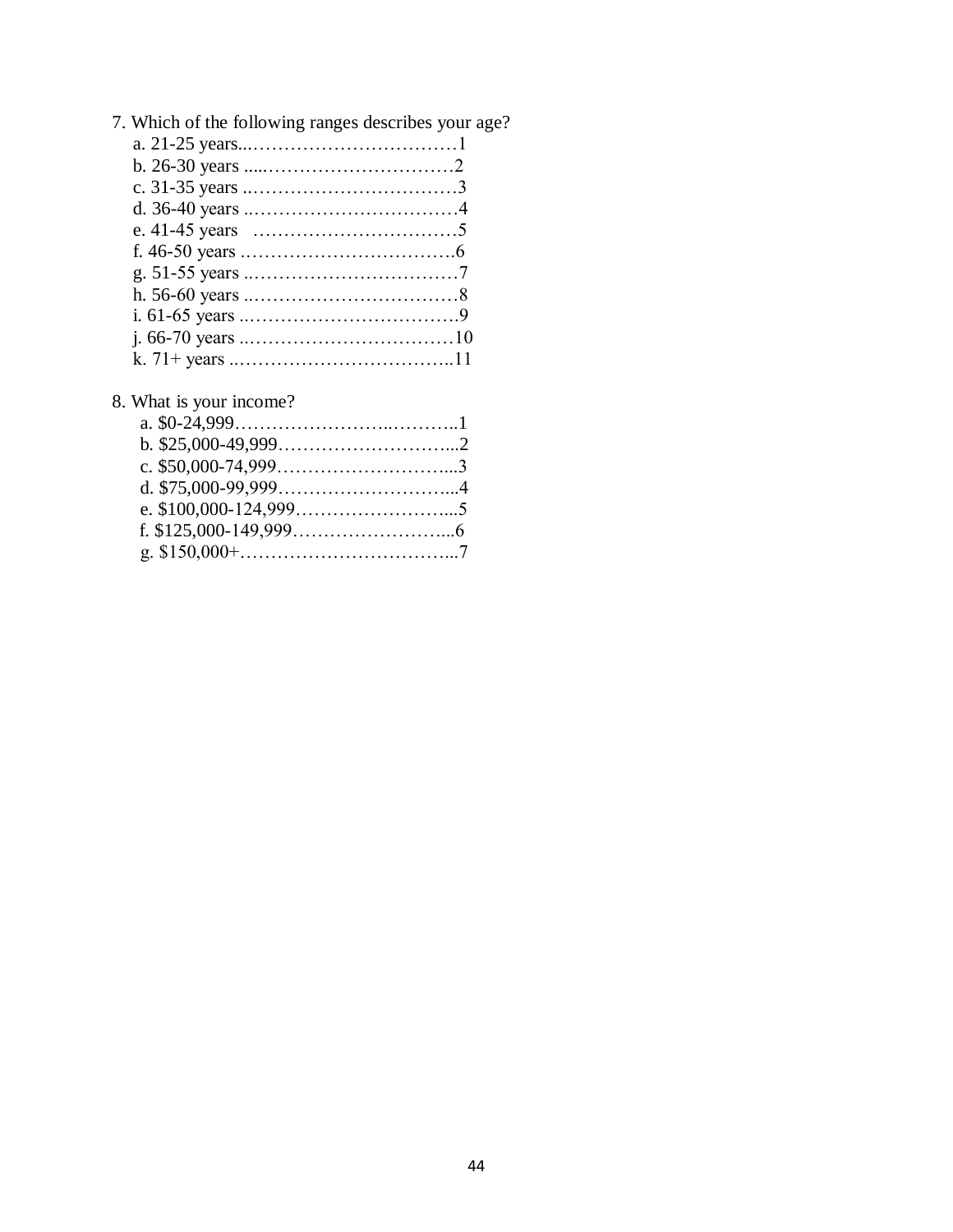7. Which of the following ranges describes your age?
   - a. 21-25 years..…………………………….1
   - b. 26-30 years .....…………………………2
   - c. 31-35 years ..……………………………3
   - d. 36-40 years ..……………………………4
   - e. 41-45 years ……………………………5
   - f. 46-50 years .…………………………….6
   - g. 51-55 years ..……………………………7
   - h. 56-60 years ..……………………………8
   - i. 61-65 years ..…………………………….9
   - j. 66-70 years ..……………………………10
   - k. 71+ years ..……………………………..11

8. What is your income?
   - a. $0-24,999…………………..………..1
   - b. $25,000-49,999………………………...2
   - c. $50,000-74,999………………………...3
   - d. $75,000-99,999………………………...4
   - e. $100,000-124,999……………………...5
   - f. $125,000-149,999……………………...6
   - g. $150,000+……………………………...7